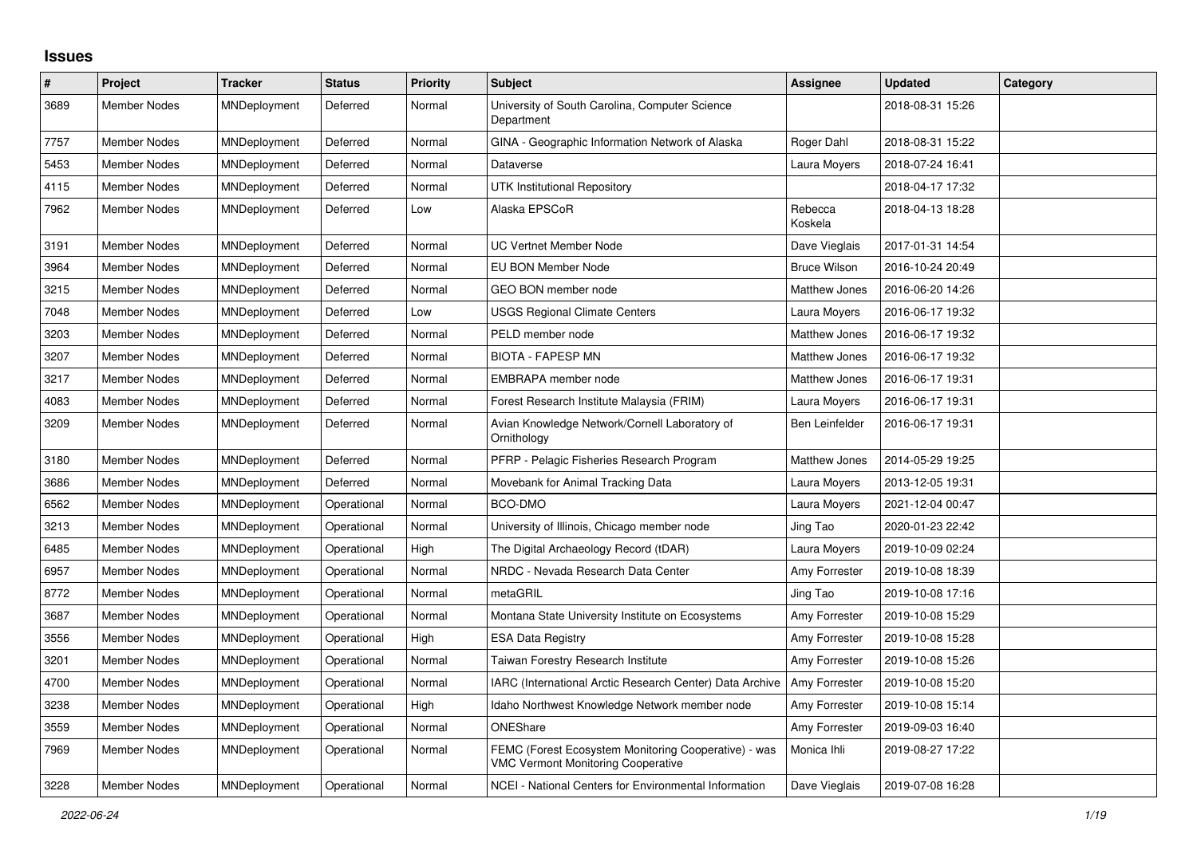# Issues

| # | Project | Tracker | Status | Priority | Subject | Assignee | Updated | Category |
|---|---|---|---|---|---|---|---|---|
| 3689 | Member Nodes | MNDeployment | Deferred | Normal | University of South Carolina, Computer Science Department | | 2018-08-31 15:26 | |
| 7757 | Member Nodes | MNDeployment | Deferred | Normal | GINA - Geographic Information Network of Alaska | Roger Dahl | 2018-08-31 15:22 | |
| 5453 | Member Nodes | MNDeployment | Deferred | Normal | Dataverse | Laura Moyers | 2018-07-24 16:41 | |
| 4115 | Member Nodes | MNDeployment | Deferred | Normal | UTK Institutional Repository | | 2018-04-17 17:32 | |
| 7962 | Member Nodes | MNDeployment | Deferred | Low | Alaska EPSCoR | Rebecca Koskela | 2018-04-13 18:28 | |
| 3191 | Member Nodes | MNDeployment | Deferred | Normal | UC Vertnet Member Node | Dave Vieglais | 2017-01-31 14:54 | |
| 3964 | Member Nodes | MNDeployment | Deferred | Normal | EU BON Member Node | Bruce Wilson | 2016-10-24 20:49 | |
| 3215 | Member Nodes | MNDeployment | Deferred | Normal | GEO BON member node | Matthew Jones | 2016-06-20 14:26 | |
| 7048 | Member Nodes | MNDeployment | Deferred | Low | USGS Regional Climate Centers | Laura Moyers | 2016-06-17 19:32 | |
| 3203 | Member Nodes | MNDeployment | Deferred | Normal | PELD member node | Matthew Jones | 2016-06-17 19:32 | |
| 3207 | Member Nodes | MNDeployment | Deferred | Normal | BIOTA - FAPESP MN | Matthew Jones | 2016-06-17 19:32 | |
| 3217 | Member Nodes | MNDeployment | Deferred | Normal | EMBRAPA member node | Matthew Jones | 2016-06-17 19:31 | |
| 4083 | Member Nodes | MNDeployment | Deferred | Normal | Forest Research Institute Malaysia (FRIM) | Laura Moyers | 2016-06-17 19:31 | |
| 3209 | Member Nodes | MNDeployment | Deferred | Normal | Avian Knowledge Network/Cornell Laboratory of Ornithology | Ben Leinfelder | 2016-06-17 19:31 | |
| 3180 | Member Nodes | MNDeployment | Deferred | Normal | PFRP - Pelagic Fisheries Research Program | Matthew Jones | 2014-05-29 19:25 | |
| 3686 | Member Nodes | MNDeployment | Deferred | Normal | Movebank for Animal Tracking Data | Laura Moyers | 2013-12-05 19:31 | |
| 6562 | Member Nodes | MNDeployment | Operational | Normal | BCO-DMO | Laura Moyers | 2021-12-04 00:47 | |
| 3213 | Member Nodes | MNDeployment | Operational | Normal | University of Illinois, Chicago member node | Jing Tao | 2020-01-23 22:42 | |
| 6485 | Member Nodes | MNDeployment | Operational | High | The Digital Archaeology Record (tDAR) | Laura Moyers | 2019-10-09 02:24 | |
| 6957 | Member Nodes | MNDeployment | Operational | Normal | NRDC - Nevada Research Data Center | Amy Forrester | 2019-10-08 18:39 | |
| 8772 | Member Nodes | MNDeployment | Operational | Normal | metaGRIL | Jing Tao | 2019-10-08 17:16 | |
| 3687 | Member Nodes | MNDeployment | Operational | Normal | Montana State University Institute on Ecosystems | Amy Forrester | 2019-10-08 15:29 | |
| 3556 | Member Nodes | MNDeployment | Operational | High | ESA Data Registry | Amy Forrester | 2019-10-08 15:28 | |
| 3201 | Member Nodes | MNDeployment | Operational | Normal | Taiwan Forestry Research Institute | Amy Forrester | 2019-10-08 15:26 | |
| 4700 | Member Nodes | MNDeployment | Operational | Normal | IARC (International Arctic Research Center) Data Archive | Amy Forrester | 2019-10-08 15:20 | |
| 3238 | Member Nodes | MNDeployment | Operational | High | Idaho Northwest Knowledge Network member node | Amy Forrester | 2019-10-08 15:14 | |
| 3559 | Member Nodes | MNDeployment | Operational | Normal | ONEShare | Amy Forrester | 2019-09-03 16:40 | |
| 7969 | Member Nodes | MNDeployment | Operational | Normal | FEMC (Forest Ecosystem Monitoring Cooperative) - was VMC Vermont Monitoring Cooperative | Monica Ihli | 2019-08-27 17:22 | |
| 3228 | Member Nodes | MNDeployment | Operational | Normal | NCEI - National Centers for Environmental Information | Dave Vieglais | 2019-07-08 16:28 | |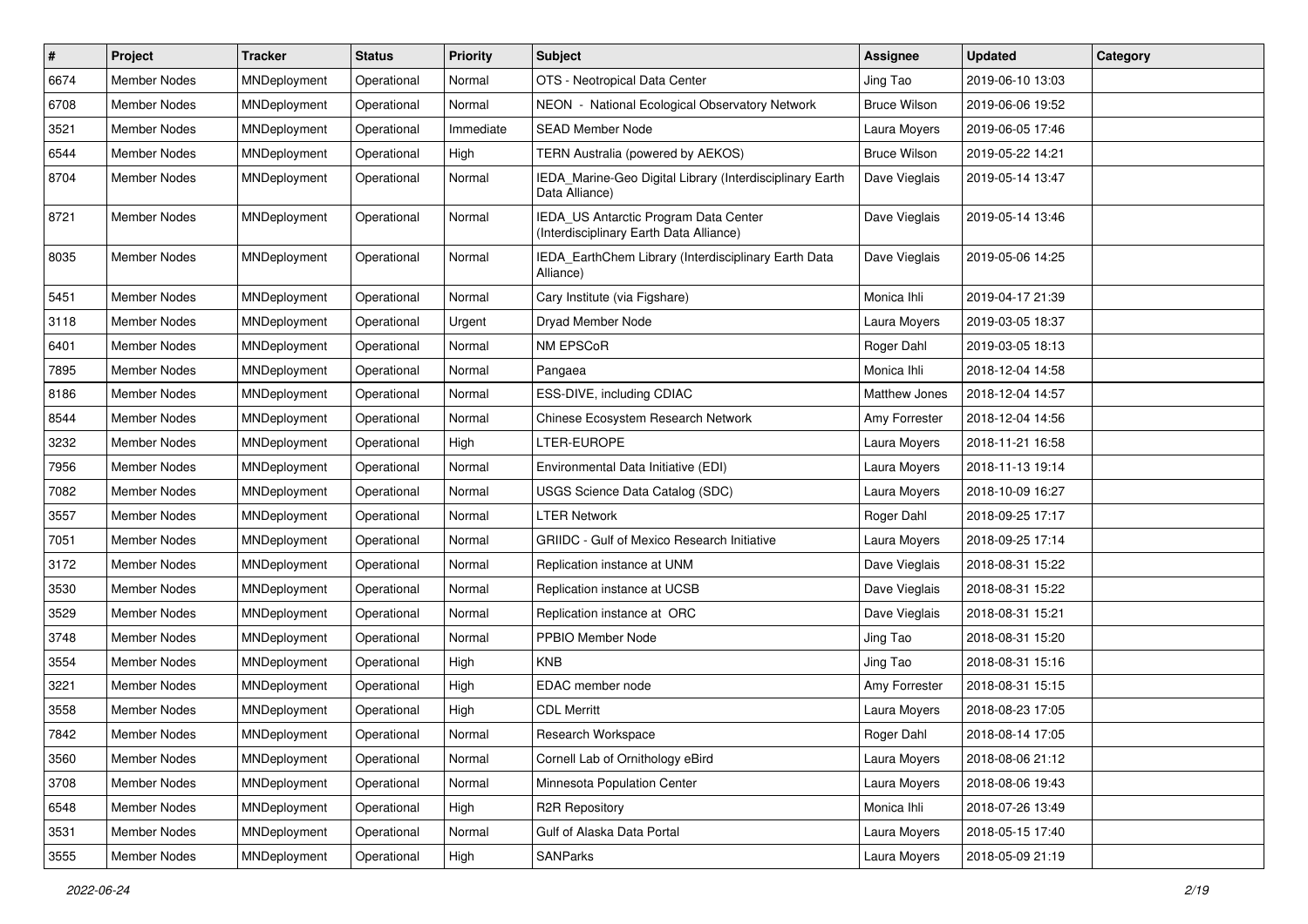| # | Project | Tracker | Status | Priority | Subject | Assignee | Updated | Category |
|---|---|---|---|---|---|---|---|---|
| 6674 | Member Nodes | MNDeployment | Operational | Normal | OTS - Neotropical Data Center | Jing Tao | 2019-06-10 13:03 | |
| 6708 | Member Nodes | MNDeployment | Operational | Normal | NEON - National Ecological Observatory Network | Bruce Wilson | 2019-06-06 19:52 | |
| 3521 | Member Nodes | MNDeployment | Operational | Immediate | SEAD Member Node | Laura Moyers | 2019-06-05 17:46 | |
| 6544 | Member Nodes | MNDeployment | Operational | High | TERN Australia (powered by AEKOS) | Bruce Wilson | 2019-05-22 14:21 | |
| 8704 | Member Nodes | MNDeployment | Operational | Normal | IEDA_Marine-Geo Digital Library (Interdisciplinary Earth Data Alliance) | Dave Vieglais | 2019-05-14 13:47 | |
| 8721 | Member Nodes | MNDeployment | Operational | Normal | IEDA_US Antarctic Program Data Center (Interdisciplinary Earth Data Alliance) | Dave Vieglais | 2019-05-14 13:46 | |
| 8035 | Member Nodes | MNDeployment | Operational | Normal | IEDA_EarthChem Library (Interdisciplinary Earth Data Alliance) | Dave Vieglais | 2019-05-06 14:25 | |
| 5451 | Member Nodes | MNDeployment | Operational | Normal | Cary Institute (via Figshare) | Monica Ihli | 2019-04-17 21:39 | |
| 3118 | Member Nodes | MNDeployment | Operational | Urgent | Dryad Member Node | Laura Moyers | 2019-03-05 18:37 | |
| 6401 | Member Nodes | MNDeployment | Operational | Normal | NM EPSCoR | Roger Dahl | 2019-03-05 18:13 | |
| 7895 | Member Nodes | MNDeployment | Operational | Normal | Pangaea | Monica Ihli | 2018-12-04 14:58 | |
| 8186 | Member Nodes | MNDeployment | Operational | Normal | ESS-DIVE, including CDIAC | Matthew Jones | 2018-12-04 14:57 | |
| 8544 | Member Nodes | MNDeployment | Operational | Normal | Chinese Ecosystem Research Network | Amy Forrester | 2018-12-04 14:56 | |
| 3232 | Member Nodes | MNDeployment | Operational | High | LTER-EUROPE | Laura Moyers | 2018-11-21 16:58 | |
| 7956 | Member Nodes | MNDeployment | Operational | Normal | Environmental Data Initiative (EDI) | Laura Moyers | 2018-11-13 19:14 | |
| 7082 | Member Nodes | MNDeployment | Operational | Normal | USGS Science Data Catalog (SDC) | Laura Moyers | 2018-10-09 16:27 | |
| 3557 | Member Nodes | MNDeployment | Operational | Normal | LTER Network | Roger Dahl | 2018-09-25 17:17 | |
| 7051 | Member Nodes | MNDeployment | Operational | Normal | GRIIDC - Gulf of Mexico Research Initiative | Laura Moyers | 2018-09-25 17:14 | |
| 3172 | Member Nodes | MNDeployment | Operational | Normal | Replication instance at UNM | Dave Vieglais | 2018-08-31 15:22 | |
| 3530 | Member Nodes | MNDeployment | Operational | Normal | Replication instance at UCSB | Dave Vieglais | 2018-08-31 15:22 | |
| 3529 | Member Nodes | MNDeployment | Operational | Normal | Replication instance at ORC | Dave Vieglais | 2018-08-31 15:21 | |
| 3748 | Member Nodes | MNDeployment | Operational | Normal | PPBIO Member Node | Jing Tao | 2018-08-31 15:20 | |
| 3554 | Member Nodes | MNDeployment | Operational | High | KNB | Jing Tao | 2018-08-31 15:16 | |
| 3221 | Member Nodes | MNDeployment | Operational | High | EDAC member node | Amy Forrester | 2018-08-31 15:15 | |
| 3558 | Member Nodes | MNDeployment | Operational | High | CDL Merritt | Laura Moyers | 2018-08-23 17:05 | |
| 7842 | Member Nodes | MNDeployment | Operational | Normal | Research Workspace | Roger Dahl | 2018-08-14 17:05 | |
| 3560 | Member Nodes | MNDeployment | Operational | Normal | Cornell Lab of Ornithology eBird | Laura Moyers | 2018-08-06 21:12 | |
| 3708 | Member Nodes | MNDeployment | Operational | Normal | Minnesota Population Center | Laura Moyers | 2018-08-06 19:43 | |
| 6548 | Member Nodes | MNDeployment | Operational | High | R2R Repository | Monica Ihli | 2018-07-26 13:49 | |
| 3531 | Member Nodes | MNDeployment | Operational | Normal | Gulf of Alaska Data Portal | Laura Moyers | 2018-05-15 17:40 | |
| 3555 | Member Nodes | MNDeployment | Operational | High | SANParks | Laura Moyers | 2018-05-09 21:19 | |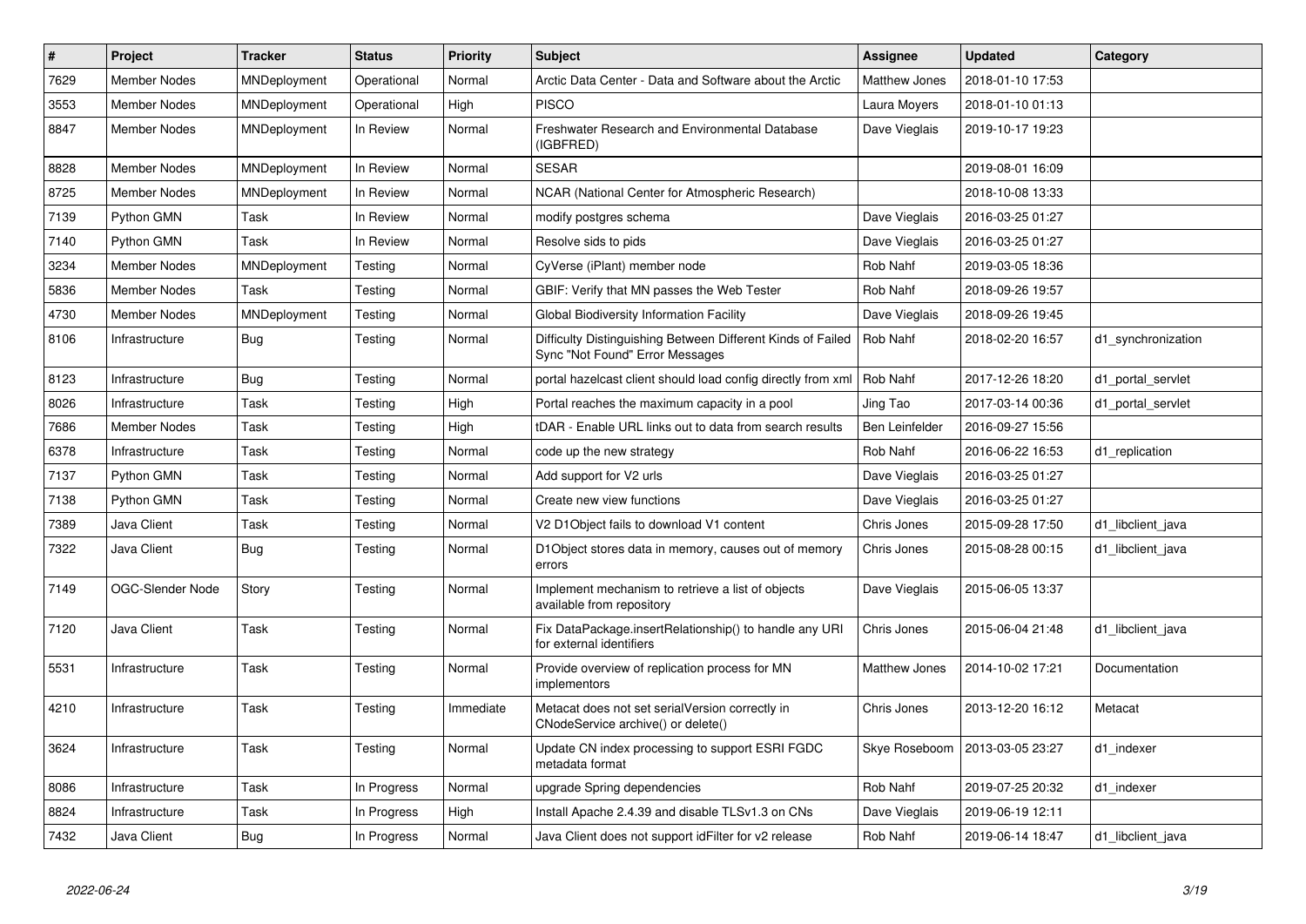| # | Project | Tracker | Status | Priority | Subject | Assignee | Updated | Category |
|---|---|---|---|---|---|---|---|---|
| 7629 | Member Nodes | MNDeployment | Operational | Normal | Arctic Data Center - Data and Software about the Arctic | Matthew Jones | 2018-01-10 17:53 | |
| 3553 | Member Nodes | MNDeployment | Operational | High | PISCO | Laura Moyers | 2018-01-10 01:13 | |
| 8847 | Member Nodes | MNDeployment | In Review | Normal | Freshwater Research and Environmental Database (IGBFRED) | Dave Vieglais | 2019-10-17 19:23 | |
| 8828 | Member Nodes | MNDeployment | In Review | Normal | SESAR | | 2019-08-01 16:09 | |
| 8725 | Member Nodes | MNDeployment | In Review | Normal | NCAR (National Center for Atmospheric Research) | | 2018-10-08 13:33 | |
| 7139 | Python GMN | Task | In Review | Normal | modify postgres schema | Dave Vieglais | 2016-03-25 01:27 | |
| 7140 | Python GMN | Task | In Review | Normal | Resolve sids to pids | Dave Vieglais | 2016-03-25 01:27 | |
| 3234 | Member Nodes | MNDeployment | Testing | Normal | CyVerse (iPlant) member node | Rob Nahf | 2019-03-05 18:36 | |
| 5836 | Member Nodes | Task | Testing | Normal | GBIF: Verify that MN passes the Web Tester | Rob Nahf | 2018-09-26 19:57 | |
| 4730 | Member Nodes | MNDeployment | Testing | Normal | Global Biodiversity Information Facility | Dave Vieglais | 2018-09-26 19:45 | |
| 8106 | Infrastructure | Bug | Testing | Normal | Difficulty Distinguishing Between Different Kinds of Failed Sync "Not Found" Error Messages | Rob Nahf | 2018-02-20 16:57 | d1_synchronization |
| 8123 | Infrastructure | Bug | Testing | Normal | portal hazelcast client should load config directly from xml | Rob Nahf | 2017-12-26 18:20 | d1_portal_servlet |
| 8026 | Infrastructure | Task | Testing | High | Portal reaches the maximum capacity in a pool | Jing Tao | 2017-03-14 00:36 | d1_portal_servlet |
| 7686 | Member Nodes | Task | Testing | High | tDAR - Enable URL links out to data from search results | Ben Leinfelder | 2016-09-27 15:56 | |
| 6378 | Infrastructure | Task | Testing | Normal | code up the new strategy | Rob Nahf | 2016-06-22 16:53 | d1_replication |
| 7137 | Python GMN | Task | Testing | Normal | Add support for V2 urls | Dave Vieglais | 2016-03-25 01:27 | |
| 7138 | Python GMN | Task | Testing | Normal | Create new view functions | Dave Vieglais | 2016-03-25 01:27 | |
| 7389 | Java Client | Task | Testing | Normal | V2 D1Object fails to download V1 content | Chris Jones | 2015-09-28 17:50 | d1_libclient_java |
| 7322 | Java Client | Bug | Testing | Normal | D1Object stores data in memory, causes out of memory errors | Chris Jones | 2015-08-28 00:15 | d1_libclient_java |
| 7149 | OGC-Slender Node | Story | Testing | Normal | Implement mechanism to retrieve a list of objects available from repository | Dave Vieglais | 2015-06-05 13:37 | |
| 7120 | Java Client | Task | Testing | Normal | Fix DataPackage.insertRelationship() to handle any URI for external identifiers | Chris Jones | 2015-06-04 21:48 | d1_libclient_java |
| 5531 | Infrastructure | Task | Testing | Normal | Provide overview of replication process for MN implementors | Matthew Jones | 2014-10-02 17:21 | Documentation |
| 4210 | Infrastructure | Task | Testing | Immediate | Metacat does not set serialVersion correctly in CNodeService archive() or delete() | Chris Jones | 2013-12-20 16:12 | Metacat |
| 3624 | Infrastructure | Task | Testing | Normal | Update CN index processing to support ESRI FGDC metadata format | Skye Roseboom | 2013-03-05 23:27 | d1_indexer |
| 8086 | Infrastructure | Task | In Progress | Normal | upgrade Spring dependencies | Rob Nahf | 2019-07-25 20:32 | d1_indexer |
| 8824 | Infrastructure | Task | In Progress | High | Install Apache 2.4.39 and disable TLSv1.3 on CNs | Dave Vieglais | 2019-06-19 12:11 | |
| 7432 | Java Client | Bug | In Progress | Normal | Java Client does not support idFilter for v2 release | Rob Nahf | 2019-06-14 18:47 | d1_libclient_java |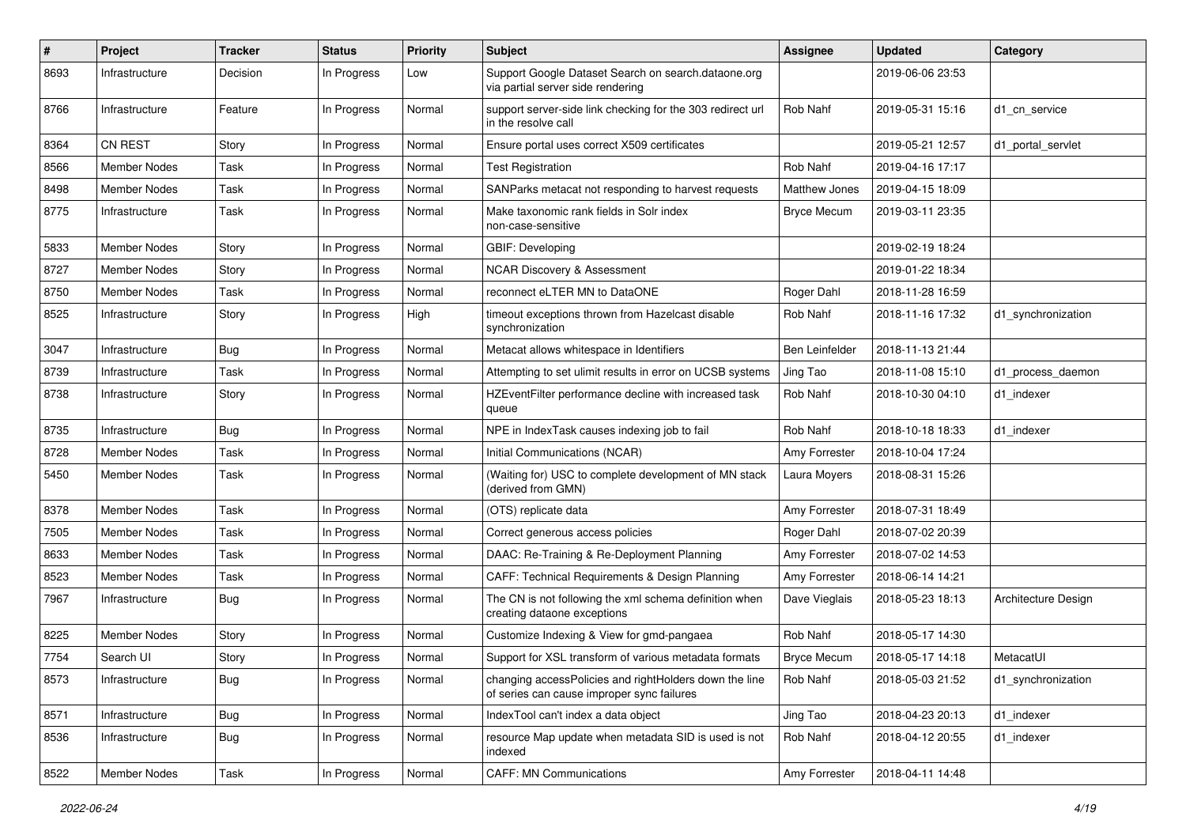| # | Project | Tracker | Status | Priority | Subject | Assignee | Updated | Category |
|---|---|---|---|---|---|---|---|---|
| 8693 | Infrastructure | Decision | In Progress | Low | Support Google Dataset Search on search.dataone.org via partial server side rendering | | 2019-06-06 23:53 | |
| 8766 | Infrastructure | Feature | In Progress | Normal | support server-side link checking for the 303 redirect url in the resolve call | Rob Nahf | 2019-05-31 15:16 | d1_cn_service |
| 8364 | CN REST | Story | In Progress | Normal | Ensure portal uses correct X509 certificates | | 2019-05-21 12:57 | d1_portal_servlet |
| 8566 | Member Nodes | Task | In Progress | Normal | Test Registration | Rob Nahf | 2019-04-16 17:17 | |
| 8498 | Member Nodes | Task | In Progress | Normal | SANParks metacat not responding to harvest requests | Matthew Jones | 2019-04-15 18:09 | |
| 8775 | Infrastructure | Task | In Progress | Normal | Make taxonomic rank fields in Solr index non-case-sensitive | Bryce Mecum | 2019-03-11 23:35 | |
| 5833 | Member Nodes | Story | In Progress | Normal | GBIF: Developing | | 2019-02-19 18:24 | |
| 8727 | Member Nodes | Story | In Progress | Normal | NCAR Discovery & Assessment | | 2019-01-22 18:34 | |
| 8750 | Member Nodes | Task | In Progress | Normal | reconnect eLTER MN to DataONE | Roger Dahl | 2018-11-28 16:59 | |
| 8525 | Infrastructure | Story | In Progress | High | timeout exceptions thrown from Hazelcast disable synchronization | Rob Nahf | 2018-11-16 17:32 | d1_synchronization |
| 3047 | Infrastructure | Bug | In Progress | Normal | Metacat allows whitespace in Identifiers | Ben Leinfelder | 2018-11-13 21:44 | |
| 8739 | Infrastructure | Task | In Progress | Normal | Attempting to set ulimit results in error on UCSB systems | Jing Tao | 2018-11-08 15:10 | d1_process_daemon |
| 8738 | Infrastructure | Story | In Progress | Normal | HZEventFilter performance decline with increased task queue | Rob Nahf | 2018-10-30 04:10 | d1_indexer |
| 8735 | Infrastructure | Bug | In Progress | Normal | NPE in IndexTask causes indexing job to fail | Rob Nahf | 2018-10-18 18:33 | d1_indexer |
| 8728 | Member Nodes | Task | In Progress | Normal | Initial Communications (NCAR) | Amy Forrester | 2018-10-04 17:24 | |
| 5450 | Member Nodes | Task | In Progress | Normal | (Waiting for) USC to complete development of MN stack (derived from GMN) | Laura Moyers | 2018-08-31 15:26 | |
| 8378 | Member Nodes | Task | In Progress | Normal | (OTS) replicate data | Amy Forrester | 2018-07-31 18:49 | |
| 7505 | Member Nodes | Task | In Progress | Normal | Correct generous access policies | Roger Dahl | 2018-07-02 20:39 | |
| 8633 | Member Nodes | Task | In Progress | Normal | DAAC: Re-Training & Re-Deployment Planning | Amy Forrester | 2018-07-02 14:53 | |
| 8523 | Member Nodes | Task | In Progress | Normal | CAFF: Technical Requirements & Design Planning | Amy Forrester | 2018-06-14 14:21 | |
| 7967 | Infrastructure | Bug | In Progress | Normal | The CN is not following the xml schema definition when creating dataone exceptions | Dave Vieglais | 2018-05-23 18:13 | Architecture Design |
| 8225 | Member Nodes | Story | In Progress | Normal | Customize Indexing & View for gmd-pangaea | Rob Nahf | 2018-05-17 14:30 | |
| 7754 | Search UI | Story | In Progress | Normal | Support for XSL transform of various metadata formats | Bryce Mecum | 2018-05-17 14:18 | MetacatUI |
| 8573 | Infrastructure | Bug | In Progress | Normal | changing accessPolicies and rightHolders down the line of series can cause improper sync failures | Rob Nahf | 2018-05-03 21:52 | d1_synchronization |
| 8571 | Infrastructure | Bug | In Progress | Normal | IndexTool can't index a data object | Jing Tao | 2018-04-23 20:13 | d1_indexer |
| 8536 | Infrastructure | Bug | In Progress | Normal | resource Map update when metadata SID is used is not indexed | Rob Nahf | 2018-04-12 20:55 | d1_indexer |
| 8522 | Member Nodes | Task | In Progress | Normal | CAFF: MN Communications | Amy Forrester | 2018-04-11 14:48 | |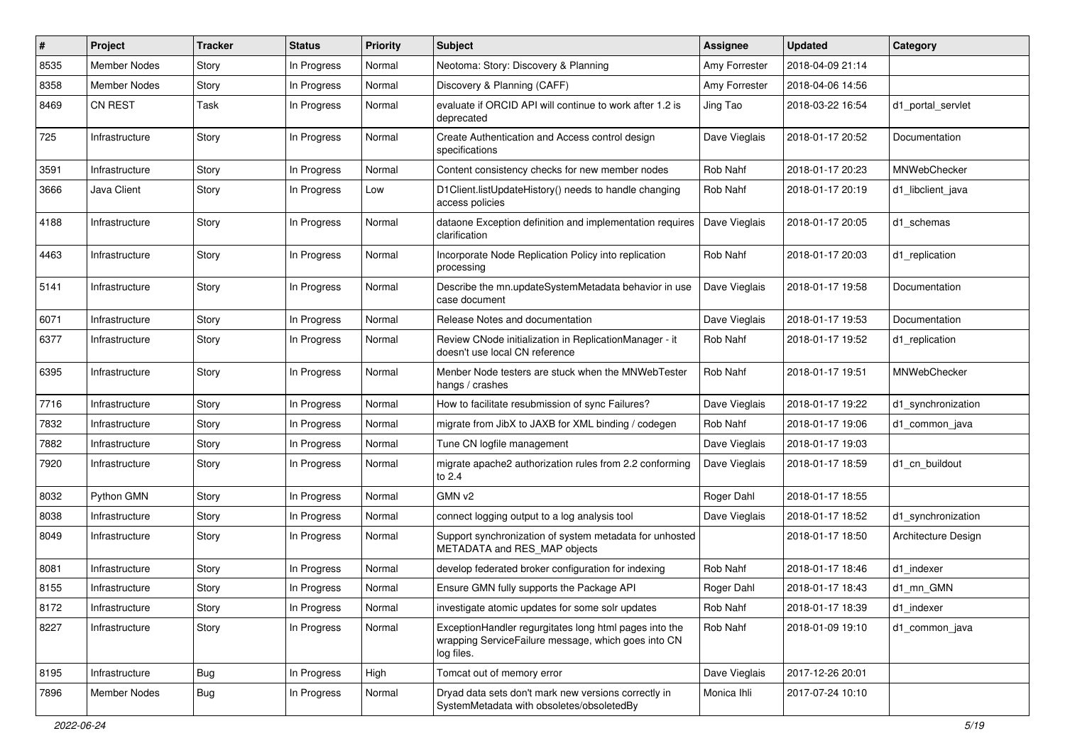| # | Project | Tracker | Status | Priority | Subject | Assignee | Updated | Category |
|---|---|---|---|---|---|---|---|---|
| 8535 | Member Nodes | Story | In Progress | Normal | Neotoma: Story: Discovery & Planning | Amy Forrester | 2018-04-09 21:14 | |
| 8358 | Member Nodes | Story | In Progress | Normal | Discovery & Planning (CAFF) | Amy Forrester | 2018-04-06 14:56 | |
| 8469 | CN REST | Task | In Progress | Normal | evaluate if ORCID API will continue to work after 1.2 is deprecated | Jing Tao | 2018-03-22 16:54 | d1_portal_servlet |
| 725 | Infrastructure | Story | In Progress | Normal | Create Authentication and Access control design specifications | Dave Vieglais | 2018-01-17 20:52 | Documentation |
| 3591 | Infrastructure | Story | In Progress | Normal | Content consistency checks for new member nodes | Rob Nahf | 2018-01-17 20:23 | MNWebChecker |
| 3666 | Java Client | Story | In Progress | Low | D1Client.listUpdateHistory() needs to handle changing access policies | Rob Nahf | 2018-01-17 20:19 | d1_libclient_java |
| 4188 | Infrastructure | Story | In Progress | Normal | dataone Exception definition and implementation requires clarification | Dave Vieglais | 2018-01-17 20:05 | d1_schemas |
| 4463 | Infrastructure | Story | In Progress | Normal | Incorporate Node Replication Policy into replication processing | Rob Nahf | 2018-01-17 20:03 | d1_replication |
| 5141 | Infrastructure | Story | In Progress | Normal | Describe the mn.updateSystemMetadata behavior in use case document | Dave Vieglais | 2018-01-17 19:58 | Documentation |
| 6071 | Infrastructure | Story | In Progress | Normal | Release Notes and documentation | Dave Vieglais | 2018-01-17 19:53 | Documentation |
| 6377 | Infrastructure | Story | In Progress | Normal | Review CNode initialization in ReplicationManager - it doesn't use local CN reference | Rob Nahf | 2018-01-17 19:52 | d1_replication |
| 6395 | Infrastructure | Story | In Progress | Normal | Menber Node testers are stuck when the MNWebTester hangs / crashes | Rob Nahf | 2018-01-17 19:51 | MNWebChecker |
| 7716 | Infrastructure | Story | In Progress | Normal | How to facilitate resubmission of sync Failures? | Dave Vieglais | 2018-01-17 19:22 | d1_synchronization |
| 7832 | Infrastructure | Story | In Progress | Normal | migrate from JibX to JAXB for XML binding / codegen | Rob Nahf | 2018-01-17 19:06 | d1_common_java |
| 7882 | Infrastructure | Story | In Progress | Normal | Tune CN logfile management | Dave Vieglais | 2018-01-17 19:03 | |
| 7920 | Infrastructure | Story | In Progress | Normal | migrate apache2 authorization rules from 2.2 conforming to 2.4 | Dave Vieglais | 2018-01-17 18:59 | d1_cn_buildout |
| 8032 | Python GMN | Story | In Progress | Normal | GMN v2 | Roger Dahl | 2018-01-17 18:55 | |
| 8038 | Infrastructure | Story | In Progress | Normal | connect logging output to a log analysis tool | Dave Vieglais | 2018-01-17 18:52 | d1_synchronization |
| 8049 | Infrastructure | Story | In Progress | Normal | Support synchronization of system metadata for unhosted METADATA and RES_MAP objects | | 2018-01-17 18:50 | Architecture Design |
| 8081 | Infrastructure | Story | In Progress | Normal | develop federated broker configuration for indexing | Rob Nahf | 2018-01-17 18:46 | d1_indexer |
| 8155 | Infrastructure | Story | In Progress | Normal | Ensure GMN fully supports the Package API | Roger Dahl | 2018-01-17 18:43 | d1_mn_GMN |
| 8172 | Infrastructure | Story | In Progress | Normal | investigate atomic updates for some solr updates | Rob Nahf | 2018-01-17 18:39 | d1_indexer |
| 8227 | Infrastructure | Story | In Progress | Normal | ExceptionHandler regurgitates long html pages into the wrapping ServiceFailure message, which goes into CN log files. | Rob Nahf | 2018-01-09 19:10 | d1_common_java |
| 8195 | Infrastructure | Bug | In Progress | High | Tomcat out of memory error | Dave Vieglais | 2017-12-26 20:01 | |
| 7896 | Member Nodes | Bug | In Progress | Normal | Dryad data sets don't mark new versions correctly in SystemMetadata with obsoletes/obsoletedBy | Monica Ihli | 2017-07-24 10:10 | |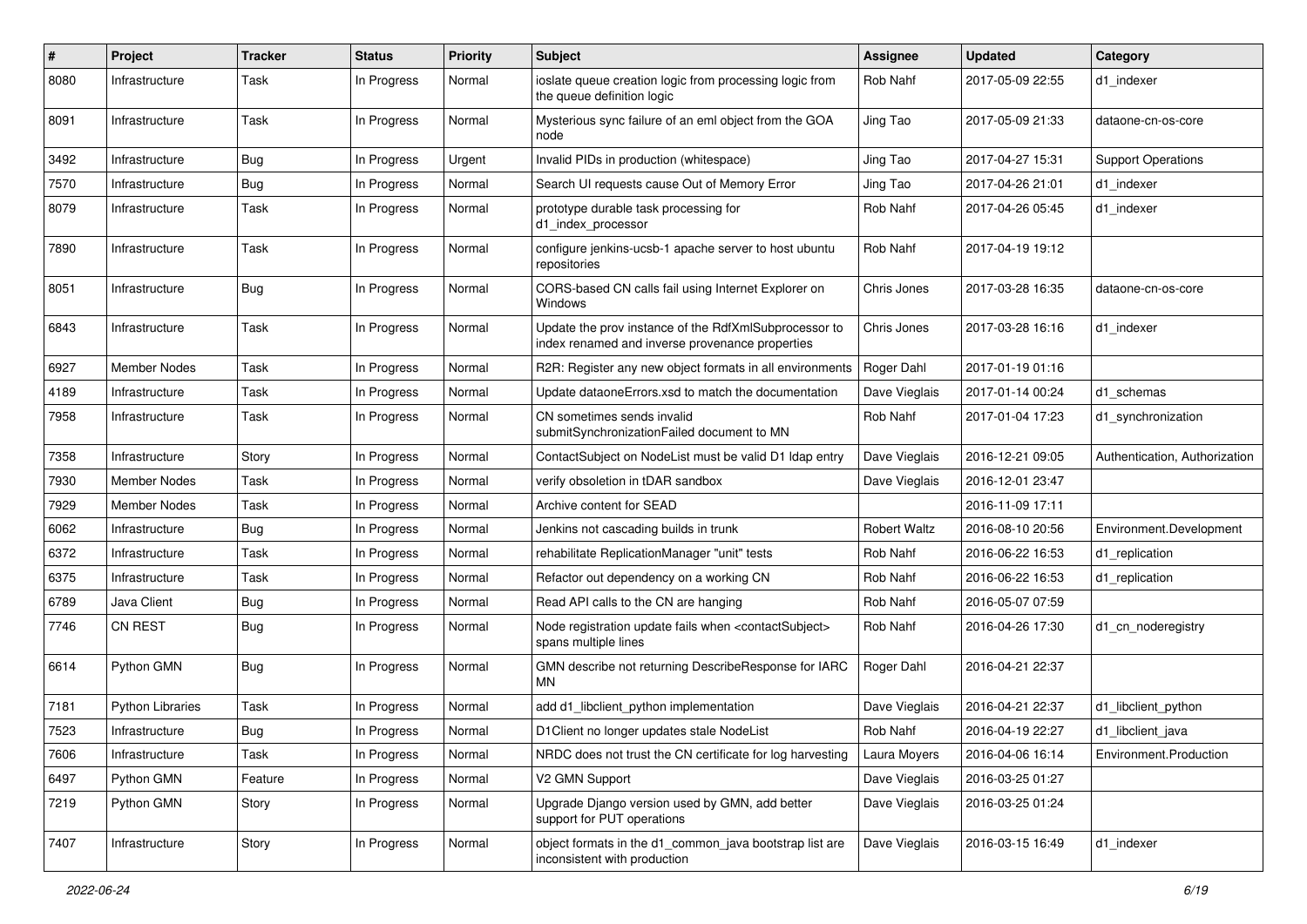| # | Project | Tracker | Status | Priority | Subject | Assignee | Updated | Category |
|---|---|---|---|---|---|---|---|---|
| 8080 | Infrastructure | Task | In Progress | Normal | ioslate queue creation logic from processing logic from the queue definition logic | Rob Nahf | 2017-05-09 22:55 | d1_indexer |
| 8091 | Infrastructure | Task | In Progress | Normal | Mysterious sync failure of an eml object from the GOA node | Jing Tao | 2017-05-09 21:33 | dataone-cn-os-core |
| 3492 | Infrastructure | Bug | In Progress | Urgent | Invalid PIDs in production (whitespace) | Jing Tao | 2017-04-27 15:31 | Support Operations |
| 7570 | Infrastructure | Bug | In Progress | Normal | Search UI requests cause Out of Memory Error | Jing Tao | 2017-04-26 21:01 | d1_indexer |
| 8079 | Infrastructure | Task | In Progress | Normal | prototype durable task processing for d1_index_processor | Rob Nahf | 2017-04-26 05:45 | d1_indexer |
| 7890 | Infrastructure | Task | In Progress | Normal | configure jenkins-ucsb-1 apache server to host ubuntu repositories | Rob Nahf | 2017-04-19 19:12 | |
| 8051 | Infrastructure | Bug | In Progress | Normal | CORS-based CN calls fail using Internet Explorer on Windows | Chris Jones | 2017-03-28 16:35 | dataone-cn-os-core |
| 6843 | Infrastructure | Task | In Progress | Normal | Update the prov instance of the RdfXmlSubprocessor to index renamed and inverse provenance properties | Chris Jones | 2017-03-28 16:16 | d1_indexer |
| 6927 | Member Nodes | Task | In Progress | Normal | R2R: Register any new object formats in all environments | Roger Dahl | 2017-01-19 01:16 | |
| 4189 | Infrastructure | Task | In Progress | Normal | Update dataoneErrors.xsd to match the documentation | Dave Vieglais | 2017-01-14 00:24 | d1_schemas |
| 7958 | Infrastructure | Task | In Progress | Normal | CN sometimes sends invalid submitSynchronizationFailed document to MN | Rob Nahf | 2017-01-04 17:23 | d1_synchronization |
| 7358 | Infrastructure | Story | In Progress | Normal | ContactSubject on NodeList must be valid D1 ldap entry | Dave Vieglais | 2016-12-21 09:05 | Authentication, Authorization |
| 7930 | Member Nodes | Task | In Progress | Normal | verify obsoletion in tDAR sandbox | Dave Vieglais | 2016-12-01 23:47 | |
| 7929 | Member Nodes | Task | In Progress | Normal | Archive content for SEAD | | 2016-11-09 17:11 | |
| 6062 | Infrastructure | Bug | In Progress | Normal | Jenkins not cascading builds in trunk | Robert Waltz | 2016-08-10 20:56 | Environment.Development |
| 6372 | Infrastructure | Task | In Progress | Normal | rehabilitate ReplicationManager "unit" tests | Rob Nahf | 2016-06-22 16:53 | d1_replication |
| 6375 | Infrastructure | Task | In Progress | Normal | Refactor out dependency on a working CN | Rob Nahf | 2016-06-22 16:53 | d1_replication |
| 6789 | Java Client | Bug | In Progress | Normal | Read API calls to the CN are hanging | Rob Nahf | 2016-05-07 07:59 | |
| 7746 | CN REST | Bug | In Progress | Normal | Node registration update fails when <contactSubject> spans multiple lines | Rob Nahf | 2016-04-26 17:30 | d1_cn_noderegistry |
| 6614 | Python GMN | Bug | In Progress | Normal | GMN describe not returning DescribeResponse for IARC MN | Roger Dahl | 2016-04-21 22:37 | |
| 7181 | Python Libraries | Task | In Progress | Normal | add d1_libclient_python implementation | Dave Vieglais | 2016-04-21 22:37 | d1_libclient_python |
| 7523 | Infrastructure | Bug | In Progress | Normal | D1Client no longer updates stale NodeList | Rob Nahf | 2016-04-19 22:27 | d1_libclient_java |
| 7606 | Infrastructure | Task | In Progress | Normal | NRDC does not trust the CN certificate for log harvesting | Laura Moyers | 2016-04-06 16:14 | Environment.Production |
| 6497 | Python GMN | Feature | In Progress | Normal | V2 GMN Support | Dave Vieglais | 2016-03-25 01:27 | |
| 7219 | Python GMN | Story | In Progress | Normal | Upgrade Django version used by GMN, add better support for PUT operations | Dave Vieglais | 2016-03-25 01:24 | |
| 7407 | Infrastructure | Story | In Progress | Normal | object formats in the d1_common_java bootstrap list are inconsistent with production | Dave Vieglais | 2016-03-15 16:49 | d1_indexer |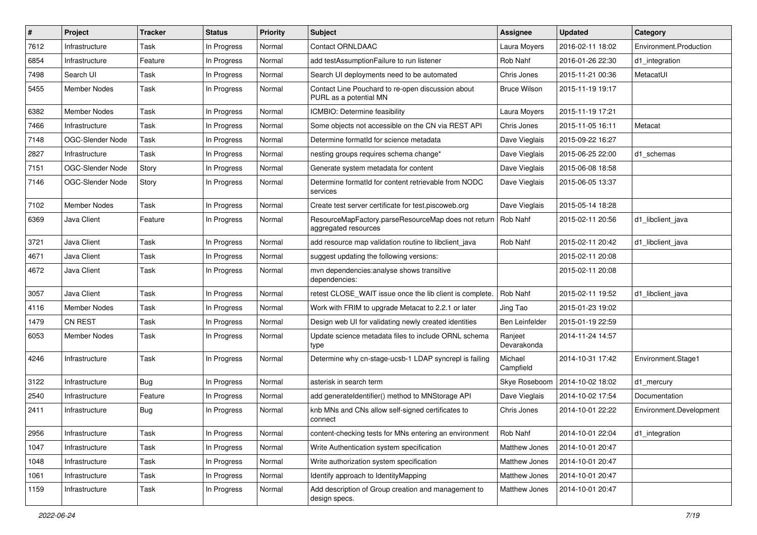| # | Project | Tracker | Status | Priority | Subject | Assignee | Updated | Category |
|---|---|---|---|---|---|---|---|---|
| 7612 | Infrastructure | Task | In Progress | Normal | Contact ORNLDAAC | Laura Moyers | 2016-02-11 18:02 | Environment.Production |
| 6854 | Infrastructure | Feature | In Progress | Normal | add testAssumptionFailure to run listener | Rob Nahf | 2016-01-26 22:30 | d1_integration |
| 7498 | Search UI | Task | In Progress | Normal | Search UI deployments need to be automated | Chris Jones | 2015-11-21 00:36 | MetacatUI |
| 5455 | Member Nodes | Task | In Progress | Normal | Contact Line Pouchard to re-open discussion about PURL as a potential MN | Bruce Wilson | 2015-11-19 19:17 | |
| 6382 | Member Nodes | Task | In Progress | Normal | ICMBIO: Determine feasibility | Laura Moyers | 2015-11-19 17:21 | |
| 7466 | Infrastructure | Task | In Progress | Normal | Some objects not accessible on the CN via REST API | Chris Jones | 2015-11-05 16:11 | Metacat |
| 7148 | OGC-Slender Node | Task | In Progress | Normal | Determine formatId for science metadata | Dave Vieglais | 2015-09-22 16:27 | |
| 2827 | Infrastructure | Task | In Progress | Normal | nesting groups requires schema change* | Dave Vieglais | 2015-06-25 22:00 | d1_schemas |
| 7151 | OGC-Slender Node | Story | In Progress | Normal | Generate system metadata for content | Dave Vieglais | 2015-06-08 18:58 | |
| 7146 | OGC-Slender Node | Story | In Progress | Normal | Determine formatId for content retrievable from NODC services | Dave Vieglais | 2015-06-05 13:37 | |
| 7102 | Member Nodes | Task | In Progress | Normal | Create test server certificate for test.piscoweb.org | Dave Vieglais | 2015-05-14 18:28 | |
| 6369 | Java Client | Feature | In Progress | Normal | ResourceMapFactory.parseResourceMap does not return aggregated resources | Rob Nahf | 2015-02-11 20:56 | d1_libclient_java |
| 3721 | Java Client | Task | In Progress | Normal | add resource map validation routine to libclient_java | Rob Nahf | 2015-02-11 20:42 | d1_libclient_java |
| 4671 | Java Client | Task | In Progress | Normal | suggest updating the following versions: | | 2015-02-11 20:08 | |
| 4672 | Java Client | Task | In Progress | Normal | mvn dependencies:analyse shows transitive dependencies: | | 2015-02-11 20:08 | |
| 3057 | Java Client | Task | In Progress | Normal | retest CLOSE_WAIT issue once the lib client is complete. | Rob Nahf | 2015-02-11 19:52 | d1_libclient_java |
| 4116 | Member Nodes | Task | In Progress | Normal | Work with FRIM to upgrade Metacat to 2.2.1 or later | Jing Tao | 2015-01-23 19:02 | |
| 1479 | CN REST | Task | In Progress | Normal | Design web UI for validating newly created identities | Ben Leinfelder | 2015-01-19 22:59 | |
| 6053 | Member Nodes | Task | In Progress | Normal | Update science metadata files to include ORNL schema type | Ranjeet Devarakonda | 2014-11-24 14:57 | |
| 4246 | Infrastructure | Task | In Progress | Normal | Determine why cn-stage-ucsb-1 LDAP syncrepl is failing | Michael Campfield | 2014-10-31 17:42 | Environment.Stage1 |
| 3122 | Infrastructure | Bug | In Progress | Normal | asterisk in search term | Skye Roseboom | 2014-10-02 18:02 | d1_mercury |
| 2540 | Infrastructure | Feature | In Progress | Normal | add generateIdentifier() method to MNStorage API | Dave Vieglais | 2014-10-02 17:54 | Documentation |
| 2411 | Infrastructure | Bug | In Progress | Normal | knb MNs and CNs allow self-signed certificates to connect | Chris Jones | 2014-10-01 22:22 | Environment.Development |
| 2956 | Infrastructure | Task | In Progress | Normal | content-checking tests for MNs entering an environment | Rob Nahf | 2014-10-01 22:04 | d1_integration |
| 1047 | Infrastructure | Task | In Progress | Normal | Write Authentication system specification | Matthew Jones | 2014-10-01 20:47 | |
| 1048 | Infrastructure | Task | In Progress | Normal | Write authorization system specification | Matthew Jones | 2014-10-01 20:47 | |
| 1061 | Infrastructure | Task | In Progress | Normal | Identify approach to IdentityMapping | Matthew Jones | 2014-10-01 20:47 | |
| 1159 | Infrastructure | Task | In Progress | Normal | Add description of Group creation and management to design specs. | Matthew Jones | 2014-10-01 20:47 | |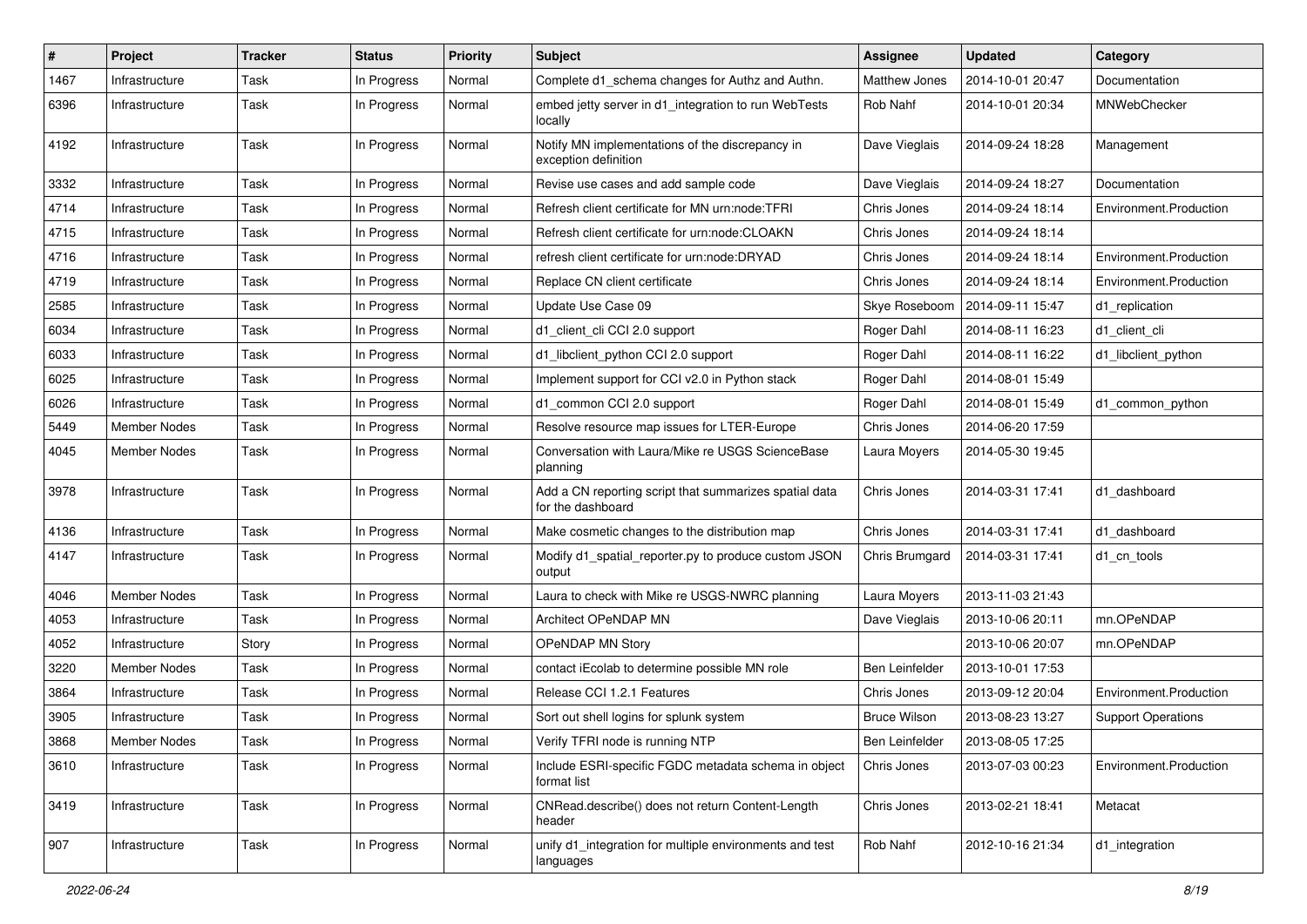| # | Project | Tracker | Status | Priority | Subject | Assignee | Updated | Category |
|---|---|---|---|---|---|---|---|---|
| 1467 | Infrastructure | Task | In Progress | Normal | Complete d1_schema changes for Authz and Authn. | Matthew Jones | 2014-10-01 20:47 | Documentation |
| 6396 | Infrastructure | Task | In Progress | Normal | embed jetty server in d1_integration to run WebTests locally | Rob Nahf | 2014-10-01 20:34 | MNWebChecker |
| 4192 | Infrastructure | Task | In Progress | Normal | Notify MN implementations of the discrepancy in exception definition | Dave Vieglais | 2014-09-24 18:28 | Management |
| 3332 | Infrastructure | Task | In Progress | Normal | Revise use cases and add sample code | Dave Vieglais | 2014-09-24 18:27 | Documentation |
| 4714 | Infrastructure | Task | In Progress | Normal | Refresh client certificate for MN urn:node:TFRI | Chris Jones | 2014-09-24 18:14 | Environment.Production |
| 4715 | Infrastructure | Task | In Progress | Normal | Refresh client certificate for urn:node:CLOAKN | Chris Jones | 2014-09-24 18:14 | |
| 4716 | Infrastructure | Task | In Progress | Normal | refresh client certificate for urn:node:DRYAD | Chris Jones | 2014-09-24 18:14 | Environment.Production |
| 4719 | Infrastructure | Task | In Progress | Normal | Replace CN client certificate | Chris Jones | 2014-09-24 18:14 | Environment.Production |
| 2585 | Infrastructure | Task | In Progress | Normal | Update Use Case 09 | Skye Roseboom | 2014-09-11 15:47 | d1_replication |
| 6034 | Infrastructure | Task | In Progress | Normal | d1_client_cli CCI 2.0 support | Roger Dahl | 2014-08-11 16:23 | d1_client_cli |
| 6033 | Infrastructure | Task | In Progress | Normal | d1_libclient_python CCI 2.0 support | Roger Dahl | 2014-08-11 16:22 | d1_libclient_python |
| 6025 | Infrastructure | Task | In Progress | Normal | Implement support for CCI v2.0 in Python stack | Roger Dahl | 2014-08-01 15:49 | |
| 6026 | Infrastructure | Task | In Progress | Normal | d1_common CCI 2.0 support | Roger Dahl | 2014-08-01 15:49 | d1_common_python |
| 5449 | Member Nodes | Task | In Progress | Normal | Resolve resource map issues for LTER-Europe | Chris Jones | 2014-06-20 17:59 | |
| 4045 | Member Nodes | Task | In Progress | Normal | Conversation with Laura/Mike re USGS ScienceBase planning | Laura Moyers | 2014-05-30 19:45 | |
| 3978 | Infrastructure | Task | In Progress | Normal | Add a CN reporting script that summarizes spatial data for the dashboard | Chris Jones | 2014-03-31 17:41 | d1_dashboard |
| 4136 | Infrastructure | Task | In Progress | Normal | Make cosmetic changes to the distribution map | Chris Jones | 2014-03-31 17:41 | d1_dashboard |
| 4147 | Infrastructure | Task | In Progress | Normal | Modify d1_spatial_reporter.py to produce custom JSON output | Chris Brumgard | 2014-03-31 17:41 | d1_cn_tools |
| 4046 | Member Nodes | Task | In Progress | Normal | Laura to check with Mike re USGS-NWRC planning | Laura Moyers | 2013-11-03 21:43 | |
| 4053 | Infrastructure | Task | In Progress | Normal | Architect OPeNDAP MN | Dave Vieglais | 2013-10-06 20:11 | mn.OPeNDAP |
| 4052 | Infrastructure | Story | In Progress | Normal | OPeNDAP MN Story | | 2013-10-06 20:07 | mn.OPeNDAP |
| 3220 | Member Nodes | Task | In Progress | Normal | contact iEcolab to determine possible MN role | Ben Leinfelder | 2013-10-01 17:53 | |
| 3864 | Infrastructure | Task | In Progress | Normal | Release CCI 1.2.1 Features | Chris Jones | 2013-09-12 20:04 | Environment.Production |
| 3905 | Infrastructure | Task | In Progress | Normal | Sort out shell logins for splunk system | Bruce Wilson | 2013-08-23 13:27 | Support Operations |
| 3868 | Member Nodes | Task | In Progress | Normal | Verify TFRI node is running NTP | Ben Leinfelder | 2013-08-05 17:25 | |
| 3610 | Infrastructure | Task | In Progress | Normal | Include ESRI-specific FGDC metadata schema in object format list | Chris Jones | 2013-07-03 00:23 | Environment.Production |
| 3419 | Infrastructure | Task | In Progress | Normal | CNRead.describe() does not return Content-Length header | Chris Jones | 2013-02-21 18:41 | Metacat |
| 907 | Infrastructure | Task | In Progress | Normal | unify d1_integration for multiple environments and test languages | Rob Nahf | 2012-10-16 21:34 | d1_integration |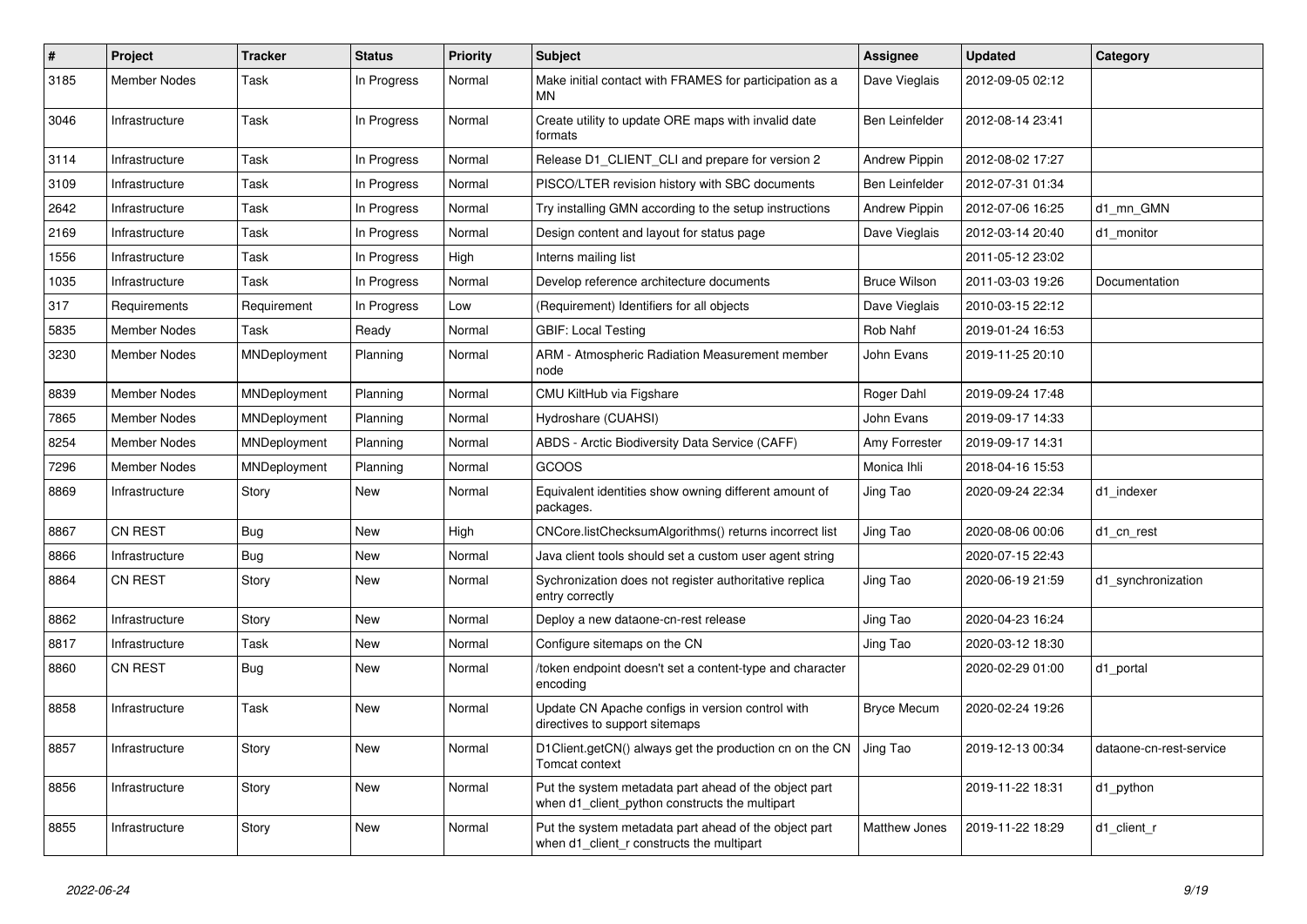| # | Project | Tracker | Status | Priority | Subject | Assignee | Updated | Category |
|---|---|---|---|---|---|---|---|---|
| 3185 | Member Nodes | Task | In Progress | Normal | Make initial contact with FRAMES for participation as a MN | Dave Vieglais | 2012-09-05 02:12 | |
| 3046 | Infrastructure | Task | In Progress | Normal | Create utility to update ORE maps with invalid date formats | Ben Leinfelder | 2012-08-14 23:41 | |
| 3114 | Infrastructure | Task | In Progress | Normal | Release D1_CLIENT_CLI and prepare for version 2 | Andrew Pippin | 2012-08-02 17:27 | |
| 3109 | Infrastructure | Task | In Progress | Normal | PISCO/LTER revision history with SBC documents | Ben Leinfelder | 2012-07-31 01:34 | |
| 2642 | Infrastructure | Task | In Progress | Normal | Try installing GMN according to the setup instructions | Andrew Pippin | 2012-07-06 16:25 | d1_mn_GMN |
| 2169 | Infrastructure | Task | In Progress | Normal | Design content and layout for status page | Dave Vieglais | 2012-03-14 20:40 | d1_monitor |
| 1556 | Infrastructure | Task | In Progress | High | Interns mailing list | | 2011-05-12 23:02 | |
| 1035 | Infrastructure | Task | In Progress | Normal | Develop reference architecture documents | Bruce Wilson | 2011-03-03 19:26 | Documentation |
| 317 | Requirements | Requirement | In Progress | Low | (Requirement) Identifiers for all objects | Dave Vieglais | 2010-03-15 22:12 | |
| 5835 | Member Nodes | Task | Ready | Normal | GBIF: Local Testing | Rob Nahf | 2019-01-24 16:53 | |
| 3230 | Member Nodes | MNDeployment | Planning | Normal | ARM - Atmospheric Radiation Measurement member node | John Evans | 2019-11-25 20:10 | |
| 8839 | Member Nodes | MNDeployment | Planning | Normal | CMU KiltHub via Figshare | Roger Dahl | 2019-09-24 17:48 | |
| 7865 | Member Nodes | MNDeployment | Planning | Normal | Hydroshare (CUAHSI) | John Evans | 2019-09-17 14:33 | |
| 8254 | Member Nodes | MNDeployment | Planning | Normal | ABDS - Arctic Biodiversity Data Service (CAFF) | Amy Forrester | 2019-09-17 14:31 | |
| 7296 | Member Nodes | MNDeployment | Planning | Normal | GCOOS | Monica Ihli | 2018-04-16 15:53 | |
| 8869 | Infrastructure | Story | New | Normal | Equivalent identities show owning different amount of packages. | Jing Tao | 2020-09-24 22:34 | d1_indexer |
| 8867 | CN REST | Bug | New | High | CNCore.listChecksumAlgorithms() returns incorrect list | Jing Tao | 2020-08-06 00:06 | d1_cn_rest |
| 8866 | Infrastructure | Bug | New | Normal | Java client tools should set a custom user agent string | | 2020-07-15 22:43 | |
| 8864 | CN REST | Story | New | Normal | Sychronization does not register authoritative replica entry correctly | Jing Tao | 2020-06-19 21:59 | d1_synchronization |
| 8862 | Infrastructure | Story | New | Normal | Deploy a new dataone-cn-rest release | Jing Tao | 2020-04-23 16:24 | |
| 8817 | Infrastructure | Task | New | Normal | Configure sitemaps on the CN | Jing Tao | 2020-03-12 18:30 | |
| 8860 | CN REST | Bug | New | Normal | /token endpoint doesn't set a content-type and character encoding | | 2020-02-29 01:00 | d1_portal |
| 8858 | Infrastructure | Task | New | Normal | Update CN Apache configs in version control with directives to support sitemaps | Bryce Mecum | 2020-02-24 19:26 | |
| 8857 | Infrastructure | Story | New | Normal | D1Client.getCN() always get the production cn on the CN Tomcat context | Jing Tao | 2019-12-13 00:34 | dataone-cn-rest-service |
| 8856 | Infrastructure | Story | New | Normal | Put the system metadata part ahead of the object part when d1_client_python constructs the multipart | | 2019-11-22 18:31 | d1_python |
| 8855 | Infrastructure | Story | New | Normal | Put the system metadata part ahead of the object part when d1_client_r constructs the multipart | Matthew Jones | 2019-11-22 18:29 | d1_client_r |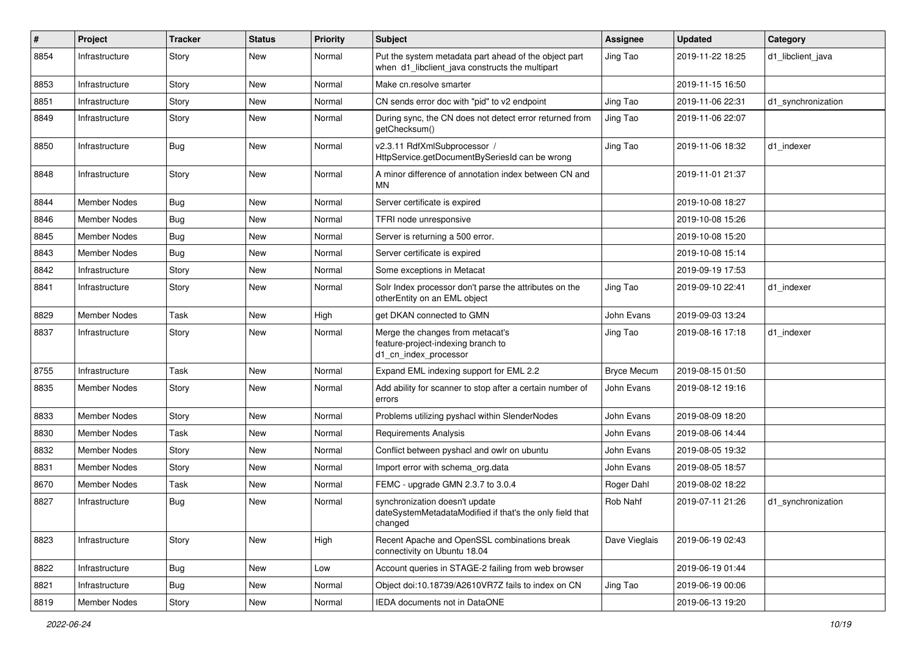| # | Project | Tracker | Status | Priority | Subject | Assignee | Updated | Category |
|---|---|---|---|---|---|---|---|---|
| 8854 | Infrastructure | Story | New | Normal | Put the system metadata part ahead of the object part when d1_libclient_java constructs the multipart | Jing Tao | 2019-11-22 18:25 | d1_libclient_java |
| 8853 | Infrastructure | Story | New | Normal | Make cn.resolve smarter | | 2019-11-15 16:50 | |
| 8851 | Infrastructure | Story | New | Normal | CN sends error doc with "pid" to v2 endpoint | Jing Tao | 2019-11-06 22:31 | d1_synchronization |
| 8849 | Infrastructure | Story | New | Normal | During sync, the CN does not detect error returned from getChecksum() | Jing Tao | 2019-11-06 22:07 | |
| 8850 | Infrastructure | Bug | New | Normal | v2.3.11 RdfXmlSubprocessor / HttpService.getDocumentBySeriesId can be wrong | Jing Tao | 2019-11-06 18:32 | d1_indexer |
| 8848 | Infrastructure | Story | New | Normal | A minor difference of annotation index between CN and MN | | 2019-11-01 21:37 | |
| 8844 | Member Nodes | Bug | New | Normal | Server certificate is expired | | 2019-10-08 18:27 | |
| 8846 | Member Nodes | Bug | New | Normal | TFRI node unresponsive | | 2019-10-08 15:26 | |
| 8845 | Member Nodes | Bug | New | Normal | Server is returning a 500 error. | | 2019-10-08 15:20 | |
| 8843 | Member Nodes | Bug | New | Normal | Server certificate is expired | | 2019-10-08 15:14 | |
| 8842 | Infrastructure | Story | New | Normal | Some exceptions in Metacat | | 2019-09-19 17:53 | |
| 8841 | Infrastructure | Story | New | Normal | Solr Index processor don't parse the attributes on the otherEntity on an EML object | Jing Tao | 2019-09-10 22:41 | d1_indexer |
| 8829 | Member Nodes | Task | New | High | get DKAN connected to GMN | John Evans | 2019-09-03 13:24 | |
| 8837 | Infrastructure | Story | New | Normal | Merge the changes from metacat's feature-project-indexing branch to d1_cn_index_processor | Jing Tao | 2019-08-16 17:18 | d1_indexer |
| 8755 | Infrastructure | Task | New | Normal | Expand EML indexing support for EML 2.2 | Bryce Mecum | 2019-08-15 01:50 | |
| 8835 | Member Nodes | Story | New | Normal | Add ability for scanner to stop after a certain number of errors | John Evans | 2019-08-12 19:16 | |
| 8833 | Member Nodes | Story | New | Normal | Problems utilizing pyshacl within SlenderNodes | John Evans | 2019-08-09 18:20 | |
| 8830 | Member Nodes | Task | New | Normal | Requirements Analysis | John Evans | 2019-08-06 14:44 | |
| 8832 | Member Nodes | Story | New | Normal | Conflict between pyshacl and owlr on ubuntu | John Evans | 2019-08-05 19:32 | |
| 8831 | Member Nodes | Story | New | Normal | Import error with schema_org.data | John Evans | 2019-08-05 18:57 | |
| 8670 | Member Nodes | Task | New | Normal | FEMC - upgrade GMN 2.3.7 to 3.0.4 | Roger Dahl | 2019-08-02 18:22 | |
| 8827 | Infrastructure | Bug | New | Normal | synchronization doesn't update dateSystemMetadataModified if that's the only field that changed | Rob Nahf | 2019-07-11 21:26 | d1_synchronization |
| 8823 | Infrastructure | Story | New | High | Recent Apache and OpenSSL combinations break connectivity on Ubuntu 18.04 | Dave Vieglais | 2019-06-19 02:43 | |
| 8822 | Infrastructure | Bug | New | Low | Account queries in STAGE-2 failing from web browser | | 2019-06-19 01:44 | |
| 8821 | Infrastructure | Bug | New | Normal | Object doi:10.18739/A2610VR7Z fails to index on CN | Jing Tao | 2019-06-19 00:06 | |
| 8819 | Member Nodes | Story | New | Normal | IEDA documents not in DataONE | | 2019-06-13 19:20 | |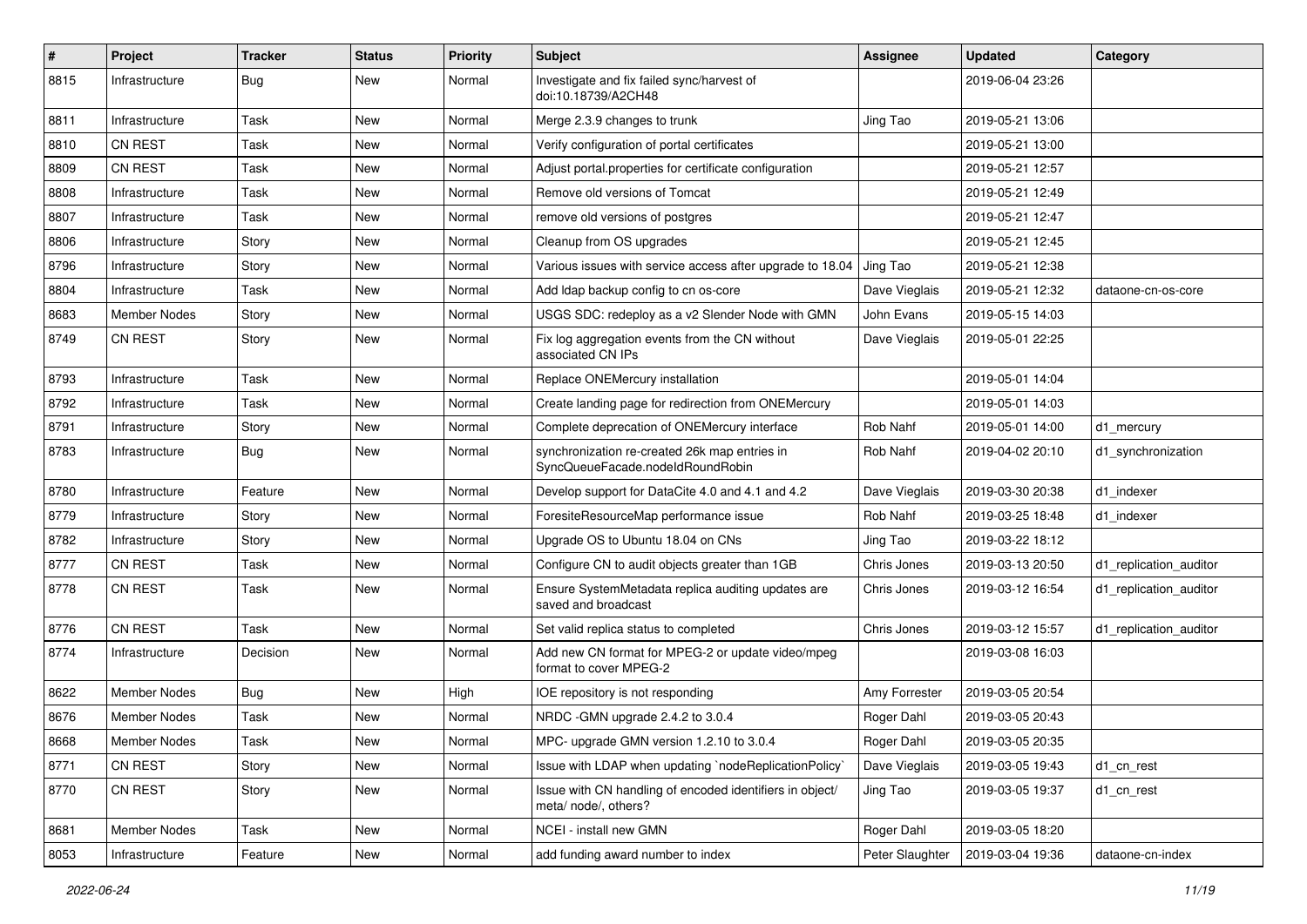| # | Project | Tracker | Status | Priority | Subject | Assignee | Updated | Category |
|---|---|---|---|---|---|---|---|---|
| 8815 | Infrastructure | Bug | New | Normal | Investigate and fix failed sync/harvest of doi:10.18739/A2CH48 | | 2019-06-04 23:26 | |
| 8811 | Infrastructure | Task | New | Normal | Merge 2.3.9 changes to trunk | Jing Tao | 2019-05-21 13:06 | |
| 8810 | CN REST | Task | New | Normal | Verify configuration of portal certificates | | 2019-05-21 13:00 | |
| 8809 | CN REST | Task | New | Normal | Adjust portal.properties for certificate configuration | | 2019-05-21 12:57 | |
| 8808 | Infrastructure | Task | New | Normal | Remove old versions of Tomcat | | 2019-05-21 12:49 | |
| 8807 | Infrastructure | Task | New | Normal | remove old versions of postgres | | 2019-05-21 12:47 | |
| 8806 | Infrastructure | Story | New | Normal | Cleanup from OS upgrades | | 2019-05-21 12:45 | |
| 8796 | Infrastructure | Story | New | Normal | Various issues with service access after upgrade to 18.04 | Jing Tao | 2019-05-21 12:38 | |
| 8804 | Infrastructure | Task | New | Normal | Add ldap backup config to cn os-core | Dave Vieglais | 2019-05-21 12:32 | dataone-cn-os-core |
| 8683 | Member Nodes | Story | New | Normal | USGS SDC: redeploy as a v2 Slender Node with GMN | John Evans | 2019-05-15 14:03 | |
| 8749 | CN REST | Story | New | Normal | Fix log aggregation events from the CN without associated CN IPs | Dave Vieglais | 2019-05-01 22:25 | |
| 8793 | Infrastructure | Task | New | Normal | Replace ONEMercury installation | | 2019-05-01 14:04 | |
| 8792 | Infrastructure | Task | New | Normal | Create landing page for redirection from ONEMercury | | 2019-05-01 14:03 | |
| 8791 | Infrastructure | Story | New | Normal | Complete deprecation of ONEMercury interface | Rob Nahf | 2019-05-01 14:00 | d1_mercury |
| 8783 | Infrastructure | Bug | New | Normal | synchronization re-created 26k map entries in SyncQueueFacade.nodeIdRoundRobin | Rob Nahf | 2019-04-02 20:10 | d1_synchronization |
| 8780 | Infrastructure | Feature | New | Normal | Develop support for DataCite 4.0 and 4.1 and 4.2 | Dave Vieglais | 2019-03-30 20:38 | d1_indexer |
| 8779 | Infrastructure | Story | New | Normal | ForesiteResourceMap performance issue | Rob Nahf | 2019-03-25 18:48 | d1_indexer |
| 8782 | Infrastructure | Story | New | Normal | Upgrade OS to Ubuntu 18.04 on CNs | Jing Tao | 2019-03-22 18:12 | |
| 8777 | CN REST | Task | New | Normal | Configure CN to audit objects greater than 1GB | Chris Jones | 2019-03-13 20:50 | d1_replication_auditor |
| 8778 | CN REST | Task | New | Normal | Ensure SystemMetadata replica auditing updates are saved and broadcast | Chris Jones | 2019-03-12 16:54 | d1_replication_auditor |
| 8776 | CN REST | Task | New | Normal | Set valid replica status to completed | Chris Jones | 2019-03-12 15:57 | d1_replication_auditor |
| 8774 | Infrastructure | Decision | New | Normal | Add new CN format for MPEG-2 or update video/mpeg format to cover MPEG-2 | | 2019-03-08 16:03 | |
| 8622 | Member Nodes | Bug | New | High | IOE repository is not responding | Amy Forrester | 2019-03-05 20:54 | |
| 8676 | Member Nodes | Task | New | Normal | NRDC -GMN upgrade 2.4.2 to 3.0.4 | Roger Dahl | 2019-03-05 20:43 | |
| 8668 | Member Nodes | Task | New | Normal | MPC- upgrade GMN version 1.2.10 to 3.0.4 | Roger Dahl | 2019-03-05 20:35 | |
| 8771 | CN REST | Story | New | Normal | Issue with LDAP when updating `nodeReplicationPolicy` | Dave Vieglais | 2019-03-05 19:43 | d1_cn_rest |
| 8770 | CN REST | Story | New | Normal | Issue with CN handling of encoded identifiers in object/ meta/ node/, others? | Jing Tao | 2019-03-05 19:37 | d1_cn_rest |
| 8681 | Member Nodes | Task | New | Normal | NCEI - install new GMN | Roger Dahl | 2019-03-05 18:20 | |
| 8053 | Infrastructure | Feature | New | Normal | add funding award number to index | Peter Slaughter | 2019-03-04 19:36 | dataone-cn-index |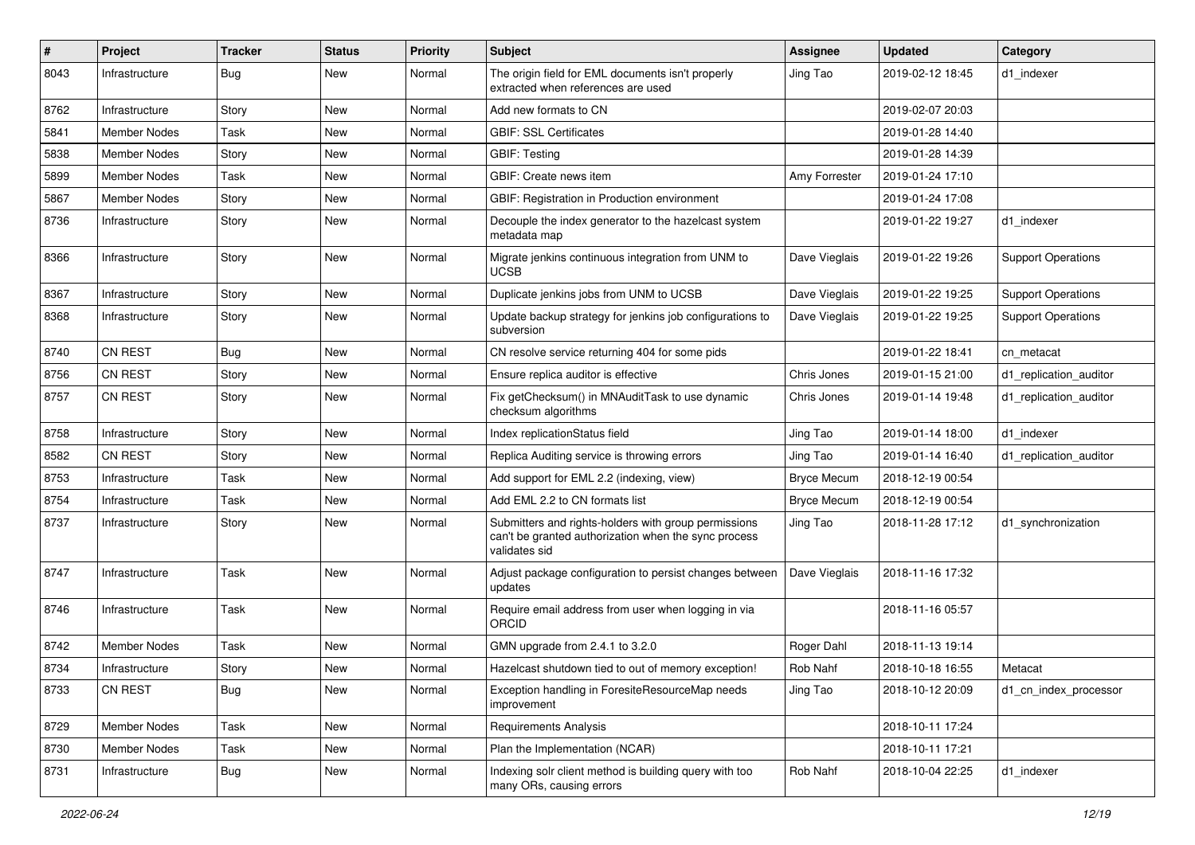| # | Project | Tracker | Status | Priority | Subject | Assignee | Updated | Category |
|---|---|---|---|---|---|---|---|---|
| 8043 | Infrastructure | Bug | New | Normal | The origin field for EML documents isn't properly extracted when references are used | Jing Tao | 2019-02-12 18:45 | d1_indexer |
| 8762 | Infrastructure | Story | New | Normal | Add new formats to CN | | 2019-02-07 20:03 | |
| 5841 | Member Nodes | Task | New | Normal | GBIF: SSL Certificates | | 2019-01-28 14:40 | |
| 5838 | Member Nodes | Story | New | Normal | GBIF: Testing | | 2019-01-28 14:39 | |
| 5899 | Member Nodes | Task | New | Normal | GBIF: Create news item | Amy Forrester | 2019-01-24 17:10 | |
| 5867 | Member Nodes | Story | New | Normal | GBIF: Registration in Production environment | | 2019-01-24 17:08 | |
| 8736 | Infrastructure | Story | New | Normal | Decouple the index generator to the hazelcast system metadata map | | 2019-01-22 19:27 | d1_indexer |
| 8366 | Infrastructure | Story | New | Normal | Migrate jenkins continuous integration from UNM to UCSB | Dave Vieglais | 2019-01-22 19:26 | Support Operations |
| 8367 | Infrastructure | Story | New | Normal | Duplicate jenkins jobs from UNM to UCSB | Dave Vieglais | 2019-01-22 19:25 | Support Operations |
| 8368 | Infrastructure | Story | New | Normal | Update backup strategy for jenkins job configurations to subversion | Dave Vieglais | 2019-01-22 19:25 | Support Operations |
| 8740 | CN REST | Bug | New | Normal | CN resolve service returning 404 for some pids | | 2019-01-22 18:41 | cn_metacat |
| 8756 | CN REST | Story | New | Normal | Ensure replica auditor is effective | Chris Jones | 2019-01-15 21:00 | d1_replication_auditor |
| 8757 | CN REST | Story | New | Normal | Fix getChecksum() in MNAuditTask to use dynamic checksum algorithms | Chris Jones | 2019-01-14 19:48 | d1_replication_auditor |
| 8758 | Infrastructure | Story | New | Normal | Index replicationStatus field | Jing Tao | 2019-01-14 18:00 | d1_indexer |
| 8582 | CN REST | Story | New | Normal | Replica Auditing service is throwing errors | Jing Tao | 2019-01-14 16:40 | d1_replication_auditor |
| 8753 | Infrastructure | Task | New | Normal | Add support for EML 2.2 (indexing, view) | Bryce Mecum | 2018-12-19 00:54 | |
| 8754 | Infrastructure | Task | New | Normal | Add EML 2.2 to CN formats list | Bryce Mecum | 2018-12-19 00:54 | |
| 8737 | Infrastructure | Story | New | Normal | Submitters and rights-holders with group permissions can't be granted authorization when the sync process validates sid | Jing Tao | 2018-11-28 17:12 | d1_synchronization |
| 8747 | Infrastructure | Task | New | Normal | Adjust package configuration to persist changes between updates | Dave Vieglais | 2018-11-16 17:32 | |
| 8746 | Infrastructure | Task | New | Normal | Require email address from user when logging in via ORCID | | 2018-11-16 05:57 | |
| 8742 | Member Nodes | Task | New | Normal | GMN upgrade from 2.4.1 to 3.2.0 | Roger Dahl | 2018-11-13 19:14 | |
| 8734 | Infrastructure | Story | New | Normal | Hazelcast shutdown tied to out of memory exception! | Rob Nahf | 2018-10-18 16:55 | Metacat |
| 8733 | CN REST | Bug | New | Normal | Exception handling in ForesiteResourceMap needs improvement | Jing Tao | 2018-10-12 20:09 | d1_cn_index_processor |
| 8729 | Member Nodes | Task | New | Normal | Requirements Analysis | | 2018-10-11 17:24 | |
| 8730 | Member Nodes | Task | New | Normal | Plan the Implementation (NCAR) | | 2018-10-11 17:21 | |
| 8731 | Infrastructure | Bug | New | Normal | Indexing solr client method is building query with too many ORs, causing errors | Rob Nahf | 2018-10-04 22:25 | d1_indexer |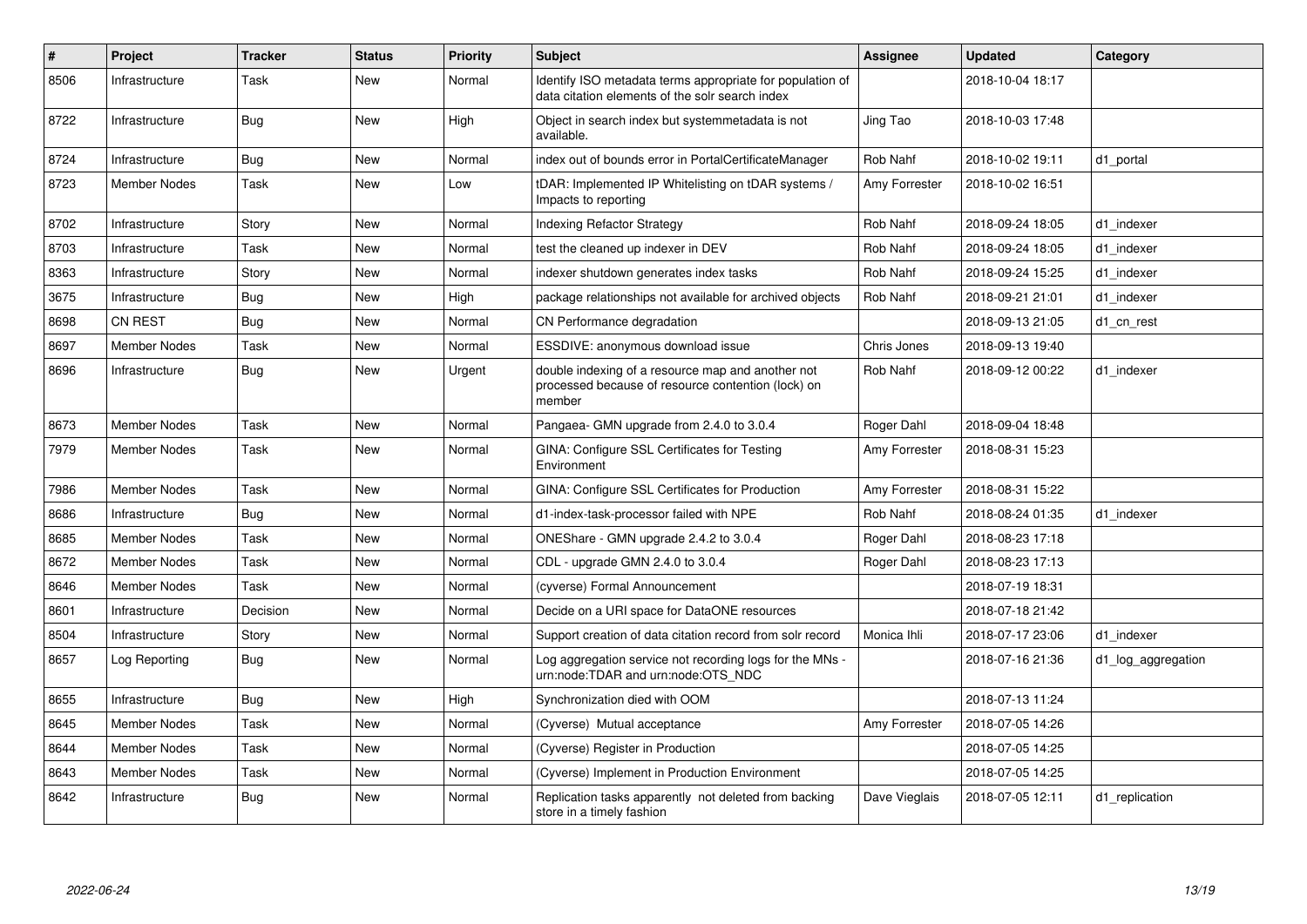| # | Project | Tracker | Status | Priority | Subject | Assignee | Updated | Category |
|---|---|---|---|---|---|---|---|---|
| 8506 | Infrastructure | Task | New | Normal | Identify ISO metadata terms appropriate for population of data citation elements of the solr search index | | 2018-10-04 18:17 | |
| 8722 | Infrastructure | Bug | New | High | Object in search index but systemmetadata is not available. | Jing Tao | 2018-10-03 17:48 | |
| 8724 | Infrastructure | Bug | New | Normal | index out of bounds error in PortalCertificateManager | Rob Nahf | 2018-10-02 19:11 | d1_portal |
| 8723 | Member Nodes | Task | New | Low | tDAR: Implemented IP Whitelisting on tDAR systems / Impacts to reporting | Amy Forrester | 2018-10-02 16:51 | |
| 8702 | Infrastructure | Story | New | Normal | Indexing Refactor Strategy | Rob Nahf | 2018-09-24 18:05 | d1_indexer |
| 8703 | Infrastructure | Task | New | Normal | test the cleaned up indexer in DEV | Rob Nahf | 2018-09-24 18:05 | d1_indexer |
| 8363 | Infrastructure | Story | New | Normal | indexer shutdown generates index tasks | Rob Nahf | 2018-09-24 15:25 | d1_indexer |
| 3675 | Infrastructure | Bug | New | High | package relationships not available for archived objects | Rob Nahf | 2018-09-21 21:01 | d1_indexer |
| 8698 | CN REST | Bug | New | Normal | CN Performance degradation | | 2018-09-13 21:05 | d1_cn_rest |
| 8697 | Member Nodes | Task | New | Normal | ESSDIVE: anonymous download issue | Chris Jones | 2018-09-13 19:40 | |
| 8696 | Infrastructure | Bug | New | Urgent | double indexing of a resource map and another not processed because of resource contention (lock) on member | Rob Nahf | 2018-09-12 00:22 | d1_indexer |
| 8673 | Member Nodes | Task | New | Normal | Pangaea- GMN upgrade from 2.4.0 to 3.0.4 | Roger Dahl | 2018-09-04 18:48 | |
| 7979 | Member Nodes | Task | New | Normal | GINA: Configure SSL Certificates for Testing Environment | Amy Forrester | 2018-08-31 15:23 | |
| 7986 | Member Nodes | Task | New | Normal | GINA: Configure SSL Certificates for Production | Amy Forrester | 2018-08-31 15:22 | |
| 8686 | Infrastructure | Bug | New | Normal | d1-index-task-processor failed with NPE | Rob Nahf | 2018-08-24 01:35 | d1_indexer |
| 8685 | Member Nodes | Task | New | Normal | ONEShare - GMN upgrade 2.4.2 to 3.0.4 | Roger Dahl | 2018-08-23 17:18 | |
| 8672 | Member Nodes | Task | New | Normal | CDL - upgrade GMN 2.4.0 to 3.0.4 | Roger Dahl | 2018-08-23 17:13 | |
| 8646 | Member Nodes | Task | New | Normal | (cyverse) Formal Announcement | | 2018-07-19 18:31 | |
| 8601 | Infrastructure | Decision | New | Normal | Decide on a URI space for DataONE resources | | 2018-07-18 21:42 | |
| 8504 | Infrastructure | Story | New | Normal | Support creation of data citation record from solr record | Monica Ihli | 2018-07-17 23:06 | d1_indexer |
| 8657 | Log Reporting | Bug | New | Normal | Log aggregation service not recording logs for the MNs - urn:node:TDAR and urn:node:OTS_NDC | | 2018-07-16 21:36 | d1_log_aggregation |
| 8655 | Infrastructure | Bug | New | High | Synchronization died with OOM | | 2018-07-13 11:24 | |
| 8645 | Member Nodes | Task | New | Normal | (Cyverse) Mutual acceptance | Amy Forrester | 2018-07-05 14:26 | |
| 8644 | Member Nodes | Task | New | Normal | (Cyverse) Register in Production | | 2018-07-05 14:25 | |
| 8643 | Member Nodes | Task | New | Normal | (Cyverse) Implement in Production Environment | | 2018-07-05 14:25 | |
| 8642 | Infrastructure | Bug | New | Normal | Replication tasks apparently not deleted from backing store in a timely fashion | Dave Vieglais | 2018-07-05 12:11 | d1_replication |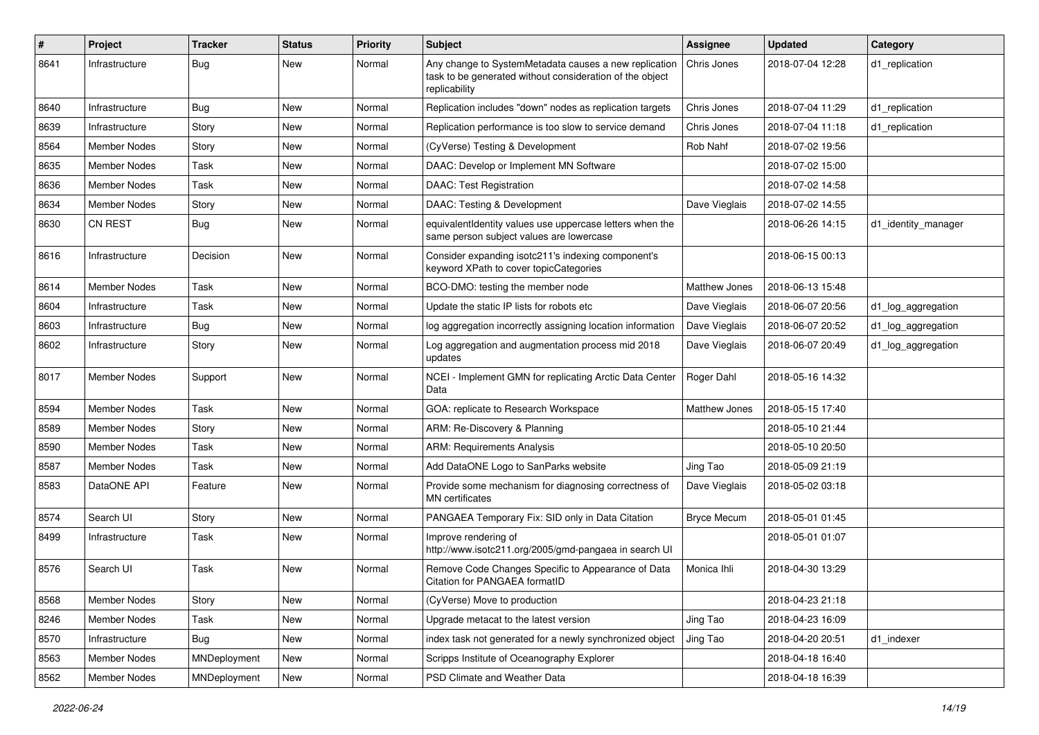| # | Project | Tracker | Status | Priority | Subject | Assignee | Updated | Category |
|---|---|---|---|---|---|---|---|---|
| 8641 | Infrastructure | Bug | New | Normal | Any change to SystemMetadata causes a new replication task to be generated without consideration of the object replicability | Chris Jones | 2018-07-04 12:28 | d1_replication |
| 8640 | Infrastructure | Bug | New | Normal | Replication includes "down" nodes as replication targets | Chris Jones | 2018-07-04 11:29 | d1_replication |
| 8639 | Infrastructure | Story | New | Normal | Replication performance is too slow to service demand | Chris Jones | 2018-07-04 11:18 | d1_replication |
| 8564 | Member Nodes | Story | New | Normal | (CyVerse) Testing & Development | Rob Nahf | 2018-07-02 19:56 | |
| 8635 | Member Nodes | Task | New | Normal | DAAC: Develop or Implement MN Software | | 2018-07-02 15:00 | |
| 8636 | Member Nodes | Task | New | Normal | DAAC: Test Registration | | 2018-07-02 14:58 | |
| 8634 | Member Nodes | Story | New | Normal | DAAC: Testing & Development | Dave Vieglais | 2018-07-02 14:55 | |
| 8630 | CN REST | Bug | New | Normal | equivalentIdentity values use uppercase letters when the same person subject values are lowercase | | 2018-06-26 14:15 | d1_identity_manager |
| 8616 | Infrastructure | Decision | New | Normal | Consider expanding isotc211's indexing component's keyword XPath to cover topicCategories | | 2018-06-15 00:13 | |
| 8614 | Member Nodes | Task | New | Normal | BCO-DMO: testing the member node | Matthew Jones | 2018-06-13 15:48 | |
| 8604 | Infrastructure | Task | New | Normal | Update the static IP lists for robots etc | Dave Vieglais | 2018-06-07 20:56 | d1_log_aggregation |
| 8603 | Infrastructure | Bug | New | Normal | log aggregation incorrectly assigning location information | Dave Vieglais | 2018-06-07 20:52 | d1_log_aggregation |
| 8602 | Infrastructure | Story | New | Normal | Log aggregation and augmentation process mid 2018 updates | Dave Vieglais | 2018-06-07 20:49 | d1_log_aggregation |
| 8017 | Member Nodes | Support | New | Normal | NCEI - Implement GMN for replicating Arctic Data Center Data | Roger Dahl | 2018-05-16 14:32 | |
| 8594 | Member Nodes | Task | New | Normal | GOA: replicate to Research Workspace | Matthew Jones | 2018-05-15 17:40 | |
| 8589 | Member Nodes | Story | New | Normal | ARM: Re-Discovery & Planning | | 2018-05-10 21:44 | |
| 8590 | Member Nodes | Task | New | Normal | ARM: Requirements Analysis | | 2018-05-10 20:50 | |
| 8587 | Member Nodes | Task | New | Normal | Add DataONE Logo to SanParks website | Jing Tao | 2018-05-09 21:19 | |
| 8583 | DataONE API | Feature | New | Normal | Provide some mechanism for diagnosing correctness of MN certificates | Dave Vieglais | 2018-05-02 03:18 | |
| 8574 | Search UI | Story | New | Normal | PANGAEA Temporary Fix: SID only in Data Citation | Bryce Mecum | 2018-05-01 01:45 | |
| 8499 | Infrastructure | Task | New | Normal | Improve rendering of http://www.isotc211.org/2005/gmd-pangaea in search UI | | 2018-05-01 01:07 | |
| 8576 | Search UI | Task | New | Normal | Remove Code Changes Specific to Appearance of Data Citation for PANGAEA formatID | Monica Ihli | 2018-04-30 13:29 | |
| 8568 | Member Nodes | Story | New | Normal | (CyVerse) Move to production | | 2018-04-23 21:18 | |
| 8246 | Member Nodes | Task | New | Normal | Upgrade metacat to the latest version | Jing Tao | 2018-04-23 16:09 | |
| 8570 | Infrastructure | Bug | New | Normal | index task not generated for a newly synchronized object | Jing Tao | 2018-04-20 20:51 | d1_indexer |
| 8563 | Member Nodes | MNDeployment | New | Normal | Scripps Institute of Oceanography Explorer | | 2018-04-18 16:40 | |
| 8562 | Member Nodes | MNDeployment | New | Normal | PSD Climate and Weather Data | | 2018-04-18 16:39 | |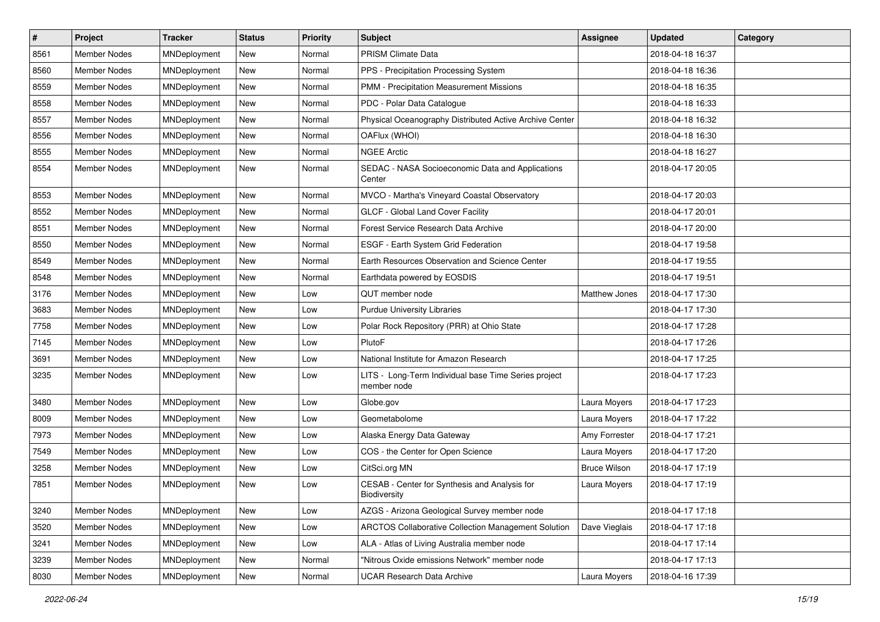| # | Project | Tracker | Status | Priority | Subject | Assignee | Updated | Category |
|---|---|---|---|---|---|---|---|---|
| 8561 | Member Nodes | MNDeployment | New | Normal | PRISM Climate Data | | 2018-04-18 16:37 | |
| 8560 | Member Nodes | MNDeployment | New | Normal | PPS - Precipitation Processing System | | 2018-04-18 16:36 | |
| 8559 | Member Nodes | MNDeployment | New | Normal | PMM - Precipitation Measurement Missions | | 2018-04-18 16:35 | |
| 8558 | Member Nodes | MNDeployment | New | Normal | PDC - Polar Data Catalogue | | 2018-04-18 16:33 | |
| 8557 | Member Nodes | MNDeployment | New | Normal | Physical Oceanography Distributed Active Archive Center | | 2018-04-18 16:32 | |
| 8556 | Member Nodes | MNDeployment | New | Normal | OAFlux (WHOI) | | 2018-04-18 16:30 | |
| 8555 | Member Nodes | MNDeployment | New | Normal | NGEE Arctic | | 2018-04-18 16:27 | |
| 8554 | Member Nodes | MNDeployment | New | Normal | SEDAC - NASA Socioeconomic Data and Applications Center | | 2018-04-17 20:05 | |
| 8553 | Member Nodes | MNDeployment | New | Normal | MVCO - Martha's Vineyard Coastal Observatory | | 2018-04-17 20:03 | |
| 8552 | Member Nodes | MNDeployment | New | Normal | GLCF - Global Land Cover Facility | | 2018-04-17 20:01 | |
| 8551 | Member Nodes | MNDeployment | New | Normal | Forest Service Research Data Archive | | 2018-04-17 20:00 | |
| 8550 | Member Nodes | MNDeployment | New | Normal | ESGF - Earth System Grid Federation | | 2018-04-17 19:58 | |
| 8549 | Member Nodes | MNDeployment | New | Normal | Earth Resources Observation and Science Center | | 2018-04-17 19:55 | |
| 8548 | Member Nodes | MNDeployment | New | Normal | Earthdata powered by EOSDIS | | 2018-04-17 19:51 | |
| 3176 | Member Nodes | MNDeployment | New | Low | QUT member node | Matthew Jones | 2018-04-17 17:30 | |
| 3683 | Member Nodes | MNDeployment | New | Low | Purdue University Libraries | | 2018-04-17 17:30 | |
| 7758 | Member Nodes | MNDeployment | New | Low | Polar Rock Repository (PRR) at Ohio State | | 2018-04-17 17:28 | |
| 7145 | Member Nodes | MNDeployment | New | Low | PlutoF | | 2018-04-17 17:26 | |
| 3691 | Member Nodes | MNDeployment | New | Low | National Institute for Amazon Research | | 2018-04-17 17:25 | |
| 3235 | Member Nodes | MNDeployment | New | Low | LITS - Long-Term Individual base Time Series project member node | | 2018-04-17 17:23 | |
| 3480 | Member Nodes | MNDeployment | New | Low | Globe.gov | Laura Moyers | 2018-04-17 17:23 | |
| 8009 | Member Nodes | MNDeployment | New | Low | Geometabolome | Laura Moyers | 2018-04-17 17:22 | |
| 7973 | Member Nodes | MNDeployment | New | Low | Alaska Energy Data Gateway | Amy Forrester | 2018-04-17 17:21 | |
| 7549 | Member Nodes | MNDeployment | New | Low | COS - the Center for Open Science | Laura Moyers | 2018-04-17 17:20 | |
| 3258 | Member Nodes | MNDeployment | New | Low | CitSci.org MN | Bruce Wilson | 2018-04-17 17:19 | |
| 7851 | Member Nodes | MNDeployment | New | Low | CESAB - Center for Synthesis and Analysis for Biodiversity | Laura Moyers | 2018-04-17 17:19 | |
| 3240 | Member Nodes | MNDeployment | New | Low | AZGS - Arizona Geological Survey member node | | 2018-04-17 17:18 | |
| 3520 | Member Nodes | MNDeployment | New | Low | ARCTOS Collaborative Collection Management Solution | Dave Vieglais | 2018-04-17 17:18 | |
| 3241 | Member Nodes | MNDeployment | New | Low | ALA - Atlas of Living Australia member node | | 2018-04-17 17:14 | |
| 3239 | Member Nodes | MNDeployment | New | Normal | "Nitrous Oxide emissions Network" member node | | 2018-04-17 17:13 | |
| 8030 | Member Nodes | MNDeployment | New | Normal | UCAR Research Data Archive | Laura Moyers | 2018-04-16 17:39 | |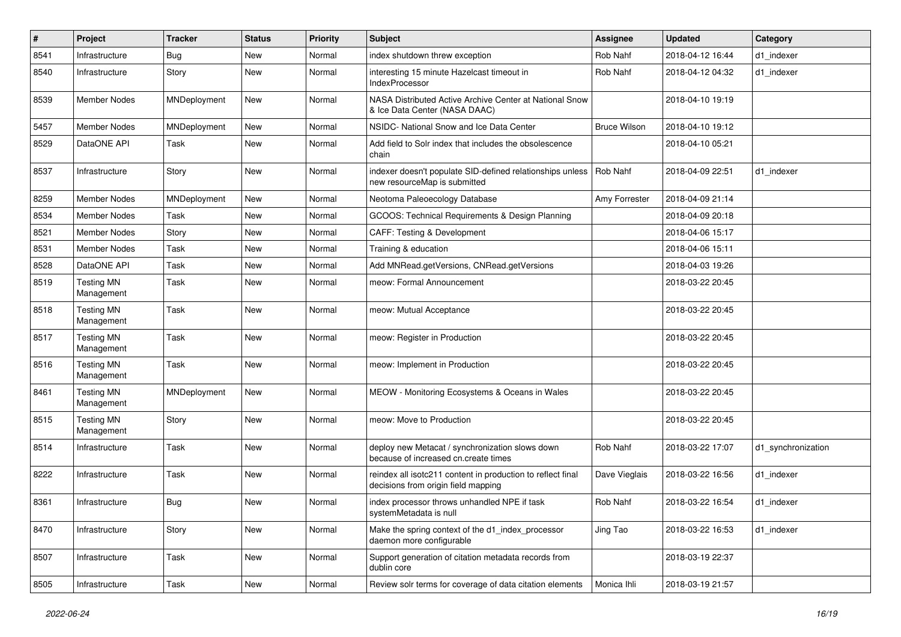| # | Project | Tracker | Status | Priority | Subject | Assignee | Updated | Category |
|---|---|---|---|---|---|---|---|---|
| 8541 | Infrastructure | Bug | New | Normal | index shutdown threw exception | Rob Nahf | 2018-04-12 16:44 | d1_indexer |
| 8540 | Infrastructure | Story | New | Normal | interesting 15 minute Hazelcast timeout in IndexProcessor | Rob Nahf | 2018-04-12 04:32 | d1_indexer |
| 8539 | Member Nodes | MNDeployment | New | Normal | NASA Distributed Active Archive Center at National Snow & Ice Data Center (NASA DAAC) | | 2018-04-10 19:19 | |
| 5457 | Member Nodes | MNDeployment | New | Normal | NSIDC- National Snow and Ice Data Center | Bruce Wilson | 2018-04-10 19:12 | |
| 8529 | DataONE API | Task | New | Normal | Add field to Solr index that includes the obsolescence chain | | 2018-04-10 05:21 | |
| 8537 | Infrastructure | Story | New | Normal | indexer doesn't populate SID-defined relationships unless new resourceMap is submitted | Rob Nahf | 2018-04-09 22:51 | d1_indexer |
| 8259 | Member Nodes | MNDeployment | New | Normal | Neotoma Paleoecology Database | Amy Forrester | 2018-04-09 21:14 | |
| 8534 | Member Nodes | Task | New | Normal | GCOOS: Technical Requirements & Design Planning | | 2018-04-09 20:18 | |
| 8521 | Member Nodes | Story | New | Normal | CAFF: Testing & Development | | 2018-04-06 15:17 | |
| 8531 | Member Nodes | Task | New | Normal | Training & education | | 2018-04-06 15:11 | |
| 8528 | DataONE API | Task | New | Normal | Add MNRead.getVersions, CNRead.getVersions | | 2018-04-03 19:26 | |
| 8519 | Testing MN Management | Task | New | Normal | meow: Formal Announcement | | 2018-03-22 20:45 | |
| 8518 | Testing MN Management | Task | New | Normal | meow: Mutual Acceptance | | 2018-03-22 20:45 | |
| 8517 | Testing MN Management | Task | New | Normal | meow: Register in Production | | 2018-03-22 20:45 | |
| 8516 | Testing MN Management | Task | New | Normal | meow: Implement in Production | | 2018-03-22 20:45 | |
| 8461 | Testing MN Management | MNDeployment | New | Normal | MEOW - Monitoring Ecosystems & Oceans in Wales | | 2018-03-22 20:45 | |
| 8515 | Testing MN Management | Story | New | Normal | meow: Move to Production | | 2018-03-22 20:45 | |
| 8514 | Infrastructure | Task | New | Normal | deploy new Metacat / synchronization slows down because of increased cn.create times | Rob Nahf | 2018-03-22 17:07 | d1_synchronization |
| 8222 | Infrastructure | Task | New | Normal | reindex all isotc211 content in production to reflect final decisions from origin field mapping | Dave Vieglais | 2018-03-22 16:56 | d1_indexer |
| 8361 | Infrastructure | Bug | New | Normal | index processor throws unhandled NPE if task systemMetadata is null | Rob Nahf | 2018-03-22 16:54 | d1_indexer |
| 8470 | Infrastructure | Story | New | Normal | Make the spring context of the d1_index_processor daemon more configurable | Jing Tao | 2018-03-22 16:53 | d1_indexer |
| 8507 | Infrastructure | Task | New | Normal | Support generation of citation metadata records from dublin core | | 2018-03-19 22:37 | |
| 8505 | Infrastructure | Task | New | Normal | Review solr terms for coverage of data citation elements | Monica Ihli | 2018-03-19 21:57 | |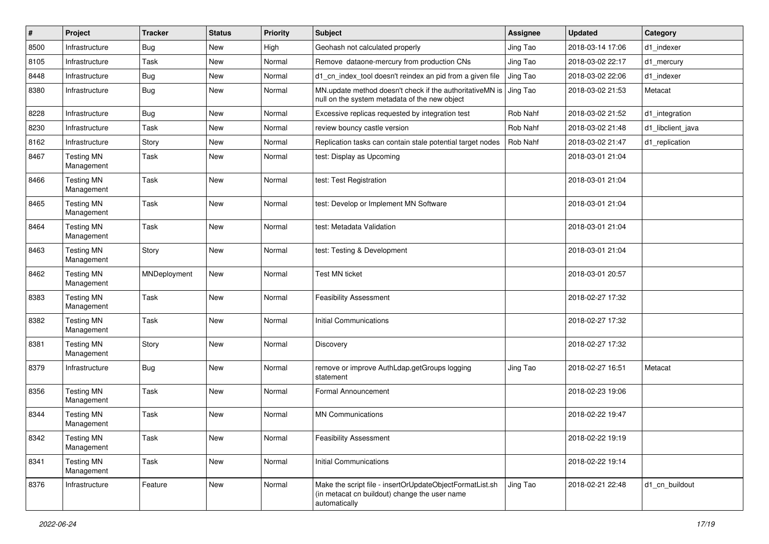| # | Project | Tracker | Status | Priority | Subject | Assignee | Updated | Category |
|---|---|---|---|---|---|---|---|---|
| 8500 | Infrastructure | Bug | New | High | Geohash not calculated properly | Jing Tao | 2018-03-14 17:06 | d1_indexer |
| 8105 | Infrastructure | Task | New | Normal | Remove dataone-mercury from production CNs | Jing Tao | 2018-03-02 22:17 | d1_mercury |
| 8448 | Infrastructure | Bug | New | Normal | d1_cn_index_tool doesn't reindex an pid from a given file | Jing Tao | 2018-03-02 22:06 | d1_indexer |
| 8380 | Infrastructure | Bug | New | Normal | MN.update method doesn't check if the authoritativeMN is null on the system metadata of the new object | Jing Tao | 2018-03-02 21:53 | Metacat |
| 8228 | Infrastructure | Bug | New | Normal | Excessive replicas requested by integration test | Rob Nahf | 2018-03-02 21:52 | d1_integration |
| 8230 | Infrastructure | Task | New | Normal | review bouncy castle version | Rob Nahf | 2018-03-02 21:48 | d1_libclient_java |
| 8162 | Infrastructure | Story | New | Normal | Replication tasks can contain stale potential target nodes | Rob Nahf | 2018-03-02 21:47 | d1_replication |
| 8467 | Testing MN Management | Task | New | Normal | test: Display as Upcoming | | 2018-03-01 21:04 | |
| 8466 | Testing MN Management | Task | New | Normal | test: Test Registration | | 2018-03-01 21:04 | |
| 8465 | Testing MN Management | Task | New | Normal | test: Develop or Implement MN Software | | 2018-03-01 21:04 | |
| 8464 | Testing MN Management | Task | New | Normal | test: Metadata Validation | | 2018-03-01 21:04 | |
| 8463 | Testing MN Management | Story | New | Normal | test: Testing & Development | | 2018-03-01 21:04 | |
| 8462 | Testing MN Management | MNDeployment | New | Normal | Test MN ticket | | 2018-03-01 20:57 | |
| 8383 | Testing MN Management | Task | New | Normal | Feasibility Assessment | | 2018-02-27 17:32 | |
| 8382 | Testing MN Management | Task | New | Normal | Initial Communications | | 2018-02-27 17:32 | |
| 8381 | Testing MN Management | Story | New | Normal | Discovery | | 2018-02-27 17:32 | |
| 8379 | Infrastructure | Bug | New | Normal | remove or improve AuthLdap.getGroups logging statement | Jing Tao | 2018-02-27 16:51 | Metacat |
| 8356 | Testing MN Management | Task | New | Normal | Formal Announcement | | 2018-02-23 19:06 | |
| 8344 | Testing MN Management | Task | New | Normal | MN Communications | | 2018-02-22 19:47 | |
| 8342 | Testing MN Management | Task | New | Normal | Feasibility Assessment | | 2018-02-22 19:19 | |
| 8341 | Testing MN Management | Task | New | Normal | Initial Communications | | 2018-02-22 19:14 | |
| 8376 | Infrastructure | Feature | New | Normal | Make the script file - insertOrUpdateObjectFormatList.sh (in metacat cn buildout) change the user name automatically | Jing Tao | 2018-02-21 22:48 | d1_cn_buildout |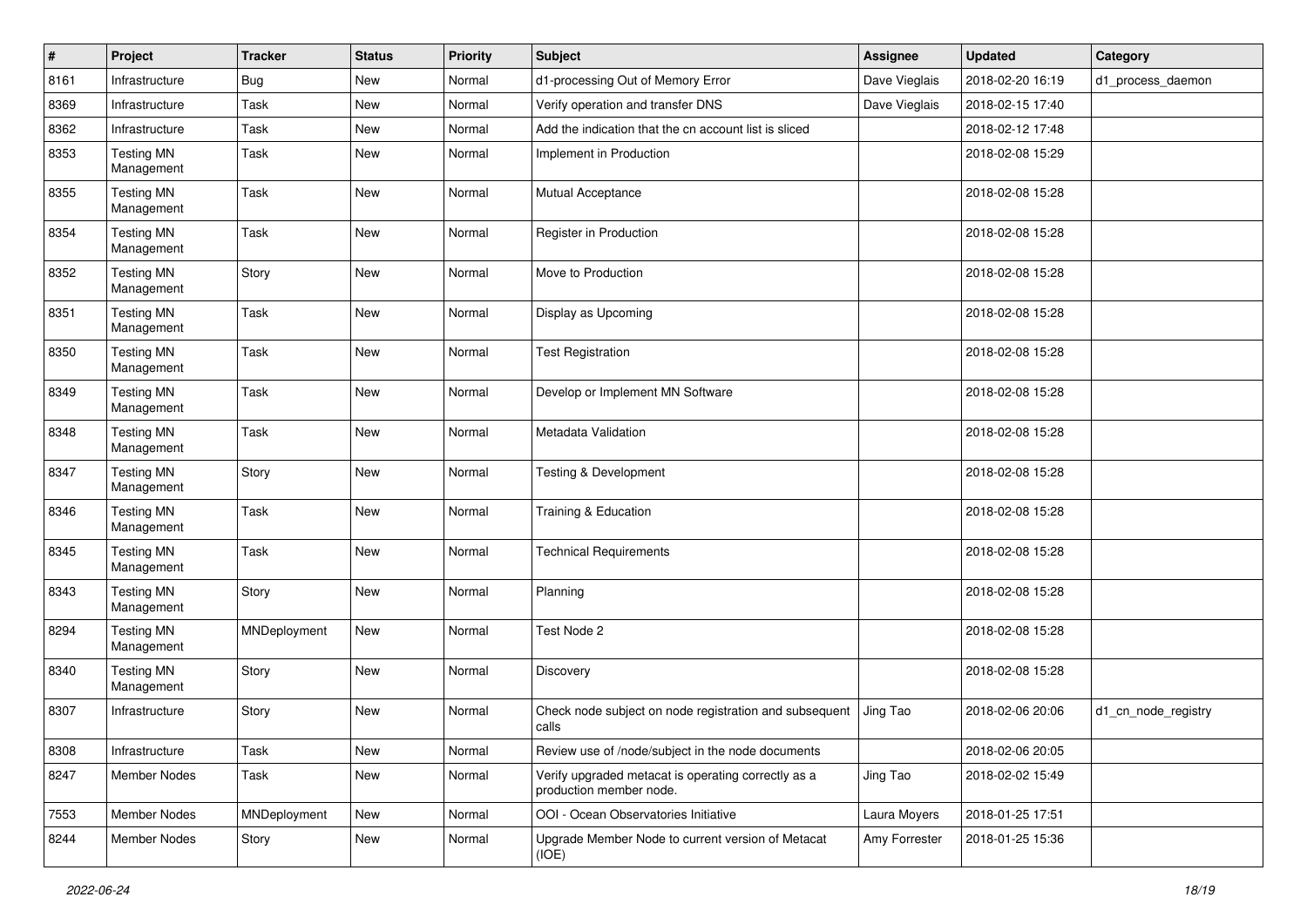| # | Project | Tracker | Status | Priority | Subject | Assignee | Updated | Category |
|---|---|---|---|---|---|---|---|---|
| 8161 | Infrastructure | Bug | New | Normal | d1-processing Out of Memory Error | Dave Vieglais | 2018-02-20 16:19 | d1_process_daemon |
| 8369 | Infrastructure | Task | New | Normal | Verify operation and transfer DNS | Dave Vieglais | 2018-02-15 17:40 | |
| 8362 | Infrastructure | Task | New | Normal | Add the indication that the cn account list is sliced | | 2018-02-12 17:48 | |
| 8353 | Testing MN Management | Task | New | Normal | Implement in Production | | 2018-02-08 15:29 | |
| 8355 | Testing MN Management | Task | New | Normal | Mutual Acceptance | | 2018-02-08 15:28 | |
| 8354 | Testing MN Management | Task | New | Normal | Register in Production | | 2018-02-08 15:28 | |
| 8352 | Testing MN Management | Story | New | Normal | Move to Production | | 2018-02-08 15:28 | |
| 8351 | Testing MN Management | Task | New | Normal | Display as Upcoming | | 2018-02-08 15:28 | |
| 8350 | Testing MN Management | Task | New | Normal | Test Registration | | 2018-02-08 15:28 | |
| 8349 | Testing MN Management | Task | New | Normal | Develop or Implement MN Software | | 2018-02-08 15:28 | |
| 8348 | Testing MN Management | Task | New | Normal | Metadata Validation | | 2018-02-08 15:28 | |
| 8347 | Testing MN Management | Story | New | Normal | Testing & Development | | 2018-02-08 15:28 | |
| 8346 | Testing MN Management | Task | New | Normal | Training & Education | | 2018-02-08 15:28 | |
| 8345 | Testing MN Management | Task | New | Normal | Technical Requirements | | 2018-02-08 15:28 | |
| 8343 | Testing MN Management | Story | New | Normal | Planning | | 2018-02-08 15:28 | |
| 8294 | Testing MN Management | MNDeployment | New | Normal | Test Node 2 | | 2018-02-08 15:28 | |
| 8340 | Testing MN Management | Story | New | Normal | Discovery | | 2018-02-08 15:28 | |
| 8307 | Infrastructure | Story | New | Normal | Check node subject on node registration and subsequent calls | Jing Tao | 2018-02-06 20:06 | d1_cn_node_registry |
| 8308 | Infrastructure | Task | New | Normal | Review use of /node/subject in the node documents | | 2018-02-06 20:05 | |
| 8247 | Member Nodes | Task | New | Normal | Verify upgraded metacat is operating correctly as a production member node. | Jing Tao | 2018-02-02 15:49 | |
| 7553 | Member Nodes | MNDeployment | New | Normal | OOI - Ocean Observatories Initiative | Laura Moyers | 2018-01-25 17:51 | |
| 8244 | Member Nodes | Story | New | Normal | Upgrade Member Node to current version of Metacat (IOE) | Amy Forrester | 2018-01-25 15:36 | |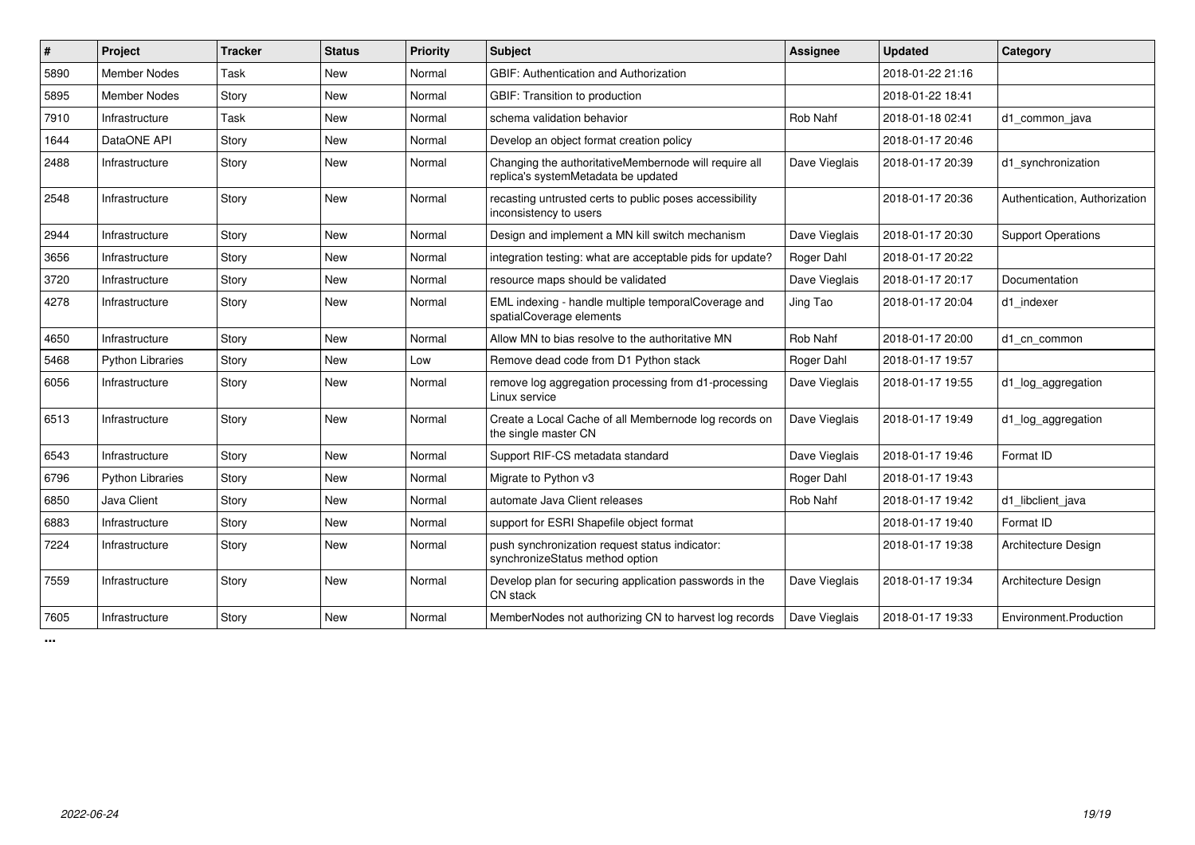| # | Project | Tracker | Status | Priority | Subject | Assignee | Updated | Category |
|---|---|---|---|---|---|---|---|---|
| 5890 | Member Nodes | Task | New | Normal | GBIF: Authentication and Authorization | | 2018-01-22 21:16 | |
| 5895 | Member Nodes | Story | New | Normal | GBIF: Transition to production | | 2018-01-22 18:41 | |
| 7910 | Infrastructure | Task | New | Normal | schema validation behavior | Rob Nahf | 2018-01-18 02:41 | d1_common_java |
| 1644 | DataONE API | Story | New | Normal | Develop an object format creation policy | | 2018-01-17 20:46 | |
| 2488 | Infrastructure | Story | New | Normal | Changing the authoritativeMembernode will require all replica's systemMetadata be updated | Dave Vieglais | 2018-01-17 20:39 | d1_synchronization |
| 2548 | Infrastructure | Story | New | Normal | recasting untrusted certs to public poses accessibility inconsistency to users | | 2018-01-17 20:36 | Authentication, Authorization |
| 2944 | Infrastructure | Story | New | Normal | Design and implement a MN kill switch mechanism | Dave Vieglais | 2018-01-17 20:30 | Support Operations |
| 3656 | Infrastructure | Story | New | Normal | integration testing: what are acceptable pids for update? | Roger Dahl | 2018-01-17 20:22 | |
| 3720 | Infrastructure | Story | New | Normal | resource maps should be validated | Dave Vieglais | 2018-01-17 20:17 | Documentation |
| 4278 | Infrastructure | Story | New | Normal | EML indexing - handle multiple temporalCoverage and spatialCoverage elements | Jing Tao | 2018-01-17 20:04 | d1_indexer |
| 4650 | Infrastructure | Story | New | Normal | Allow MN to bias resolve to the authoritative MN | Rob Nahf | 2018-01-17 20:00 | d1_cn_common |
| 5468 | Python Libraries | Story | New | Low | Remove dead code from D1 Python stack | Roger Dahl | 2018-01-17 19:57 | |
| 6056 | Infrastructure | Story | New | Normal | remove log aggregation processing from d1-processing Linux service | Dave Vieglais | 2018-01-17 19:55 | d1_log_aggregation |
| 6513 | Infrastructure | Story | New | Normal | Create a Local Cache of all Membernode log records on the single master CN | Dave Vieglais | 2018-01-17 19:49 | d1_log_aggregation |
| 6543 | Infrastructure | Story | New | Normal | Support RIF-CS metadata standard | Dave Vieglais | 2018-01-17 19:46 | Format ID |
| 6796 | Python Libraries | Story | New | Normal | Migrate to Python v3 | Roger Dahl | 2018-01-17 19:43 | |
| 6850 | Java Client | Story | New | Normal | automate Java Client releases | Rob Nahf | 2018-01-17 19:42 | d1_libclient_java |
| 6883 | Infrastructure | Story | New | Normal | support for ESRI Shapefile object format | | 2018-01-17 19:40 | Format ID |
| 7224 | Infrastructure | Story | New | Normal | push synchronization request status indicator: synchronizeStatus method option | | 2018-01-17 19:38 | Architecture Design |
| 7559 | Infrastructure | Story | New | Normal | Develop plan for securing application passwords in the CN stack | Dave Vieglais | 2018-01-17 19:34 | Architecture Design |
| 7605 | Infrastructure | Story | New | Normal | MemberNodes not authorizing CN to harvest log records | Dave Vieglais | 2018-01-17 19:33 | Environment.Production |

...